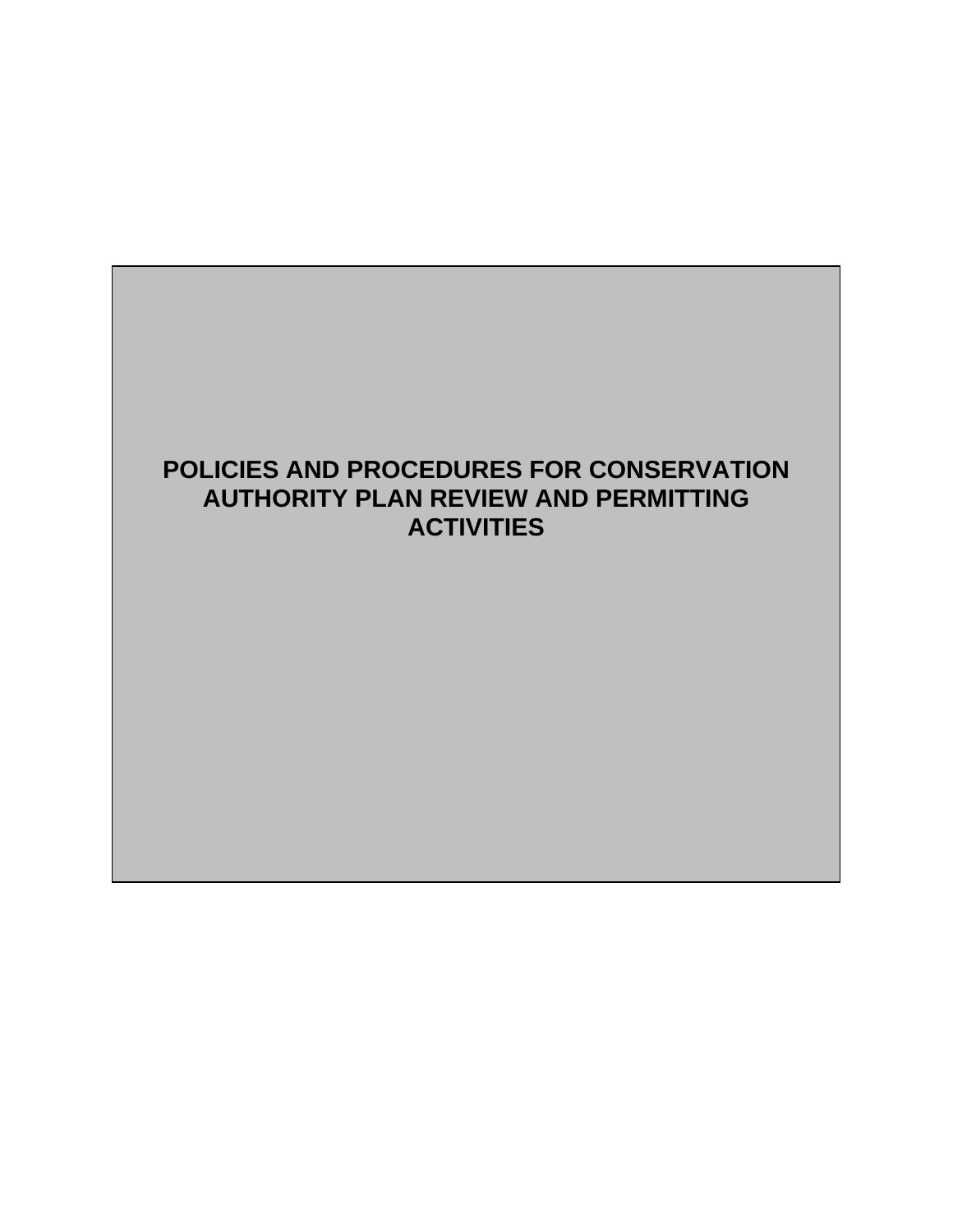# POLICIES AND PROCEDURES FOR CONSERVATION AUTHORITY PLAN REVIEW AND PERMITTING ACTIVITIES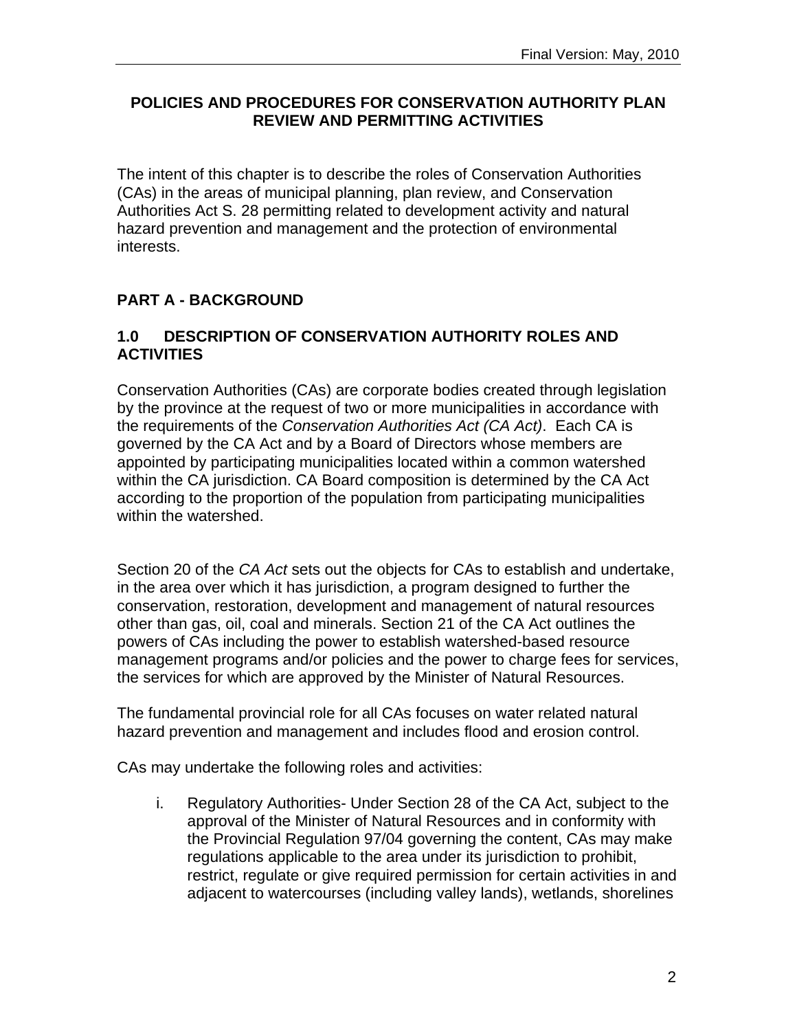## POLICIES AND PROCEDURES FOR CONSERVATION AUTHORITY PLAN REVIEW AND PERMITTING ACTIVITIES

The intent of this chapter is to describe the roles of Conservation Authorities (CAs) in the areas of municipal planning, plan review, and Conservation Authorities Act S. 28 permitting related to development activity and natural hazard prevention and management and the protection of environmental interests.

## PART A - BACKGROUND

### 1.0 DESCRIPTION OF CONSERVATION AUTHORITY ROLES AND ACTIVITIES

Conservation Authorities (CAs) are corporate bodies created through legislation by the province at the request of two or more municipalities in accordance with the requirements of the *Conservation Authorities Act (CA Act)*. Each CA is governed by the CA Act and by a Board of Directors whose members are appointed by participating municipalities located within a common watershed within the CA jurisdiction. CA Board composition is determined by the CA Act according to the proportion of the population from participating municipalities within the watershed.

Section 20 of the *CA Act* sets out the objects for CAs to establish and undertake, in the area over which it has jurisdiction, a program designed to further the conservation, restoration, development and management of natural resources other than gas, oil, coal and minerals. Section 21 of the CA Act outlines the powers of CAs including the power to establish watershed-based resource management programs and/or policies and the power to charge fees for services, the services for which are approved by the Minister of Natural Resources.

The fundamental provincial role for all CAs focuses on water related natural hazard prevention and management and includes flood and erosion control.

CAs may undertake the following roles and activities:

i. Regulatory Authorities- Under Section 28 of the CA Act, subject to the approval of the Minister of Natural Resources and in conformity with the Provincial Regulation 97/04 governing the content, CAs may make regulations applicable to the area under its jurisdiction to prohibit, restrict, regulate or give required permission for certain activities in and adjacent to watercourses (including valley lands), wetlands, shorelines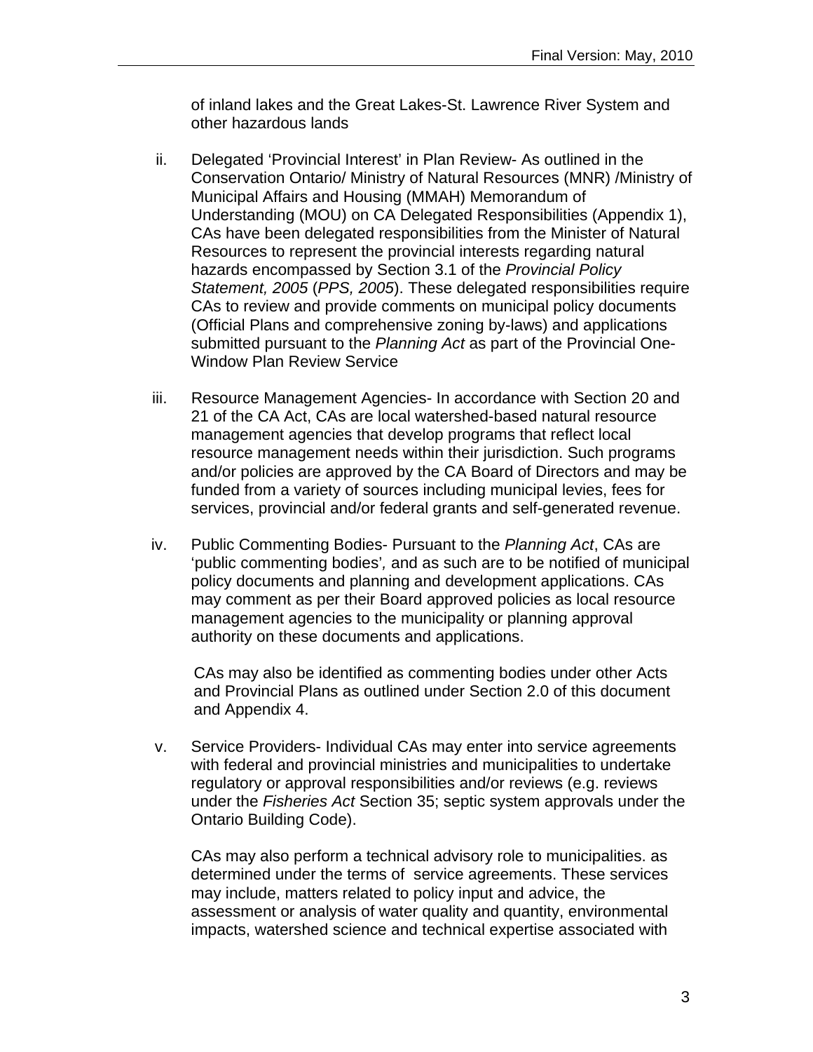of inland lakes and the Great Lakes-St. Lawrence River System and other hazardous lands

ii. Delegated 'Provincial Interest' in Plan Review- As outlined in the Conservation Ontario/ Ministry of Natural Resources (MNR) /Ministry of Municipal Affairs and Housing (MMAH) Memorandum of Understanding (MOU) on CA Delegated Responsibilities (Appendix 1), CAs have been delegated responsibilities from the Minister of Natural Resources to represent the provincial interests regarding natural hazards encompassed by Section 3.1 of the *Provincial Policy Statement, 2005* (*PPS, 2005*). These delegated responsibilities require CAs to review and provide comments on municipal policy documents (Official Plans and comprehensive zoning by-laws) and applications submitted pursuant to the *Planning Act* as part of the Provincial One-Window Plan Review Service

iii. Resource Management Agencies- In accordance with Section 20 and 21 of the CA Act, CAs are local watershed-based natural resource management agencies that develop programs that reflect local resource management needs within their jurisdiction. Such programs and/or policies are approved by the CA Board of Directors and may be funded from a variety of sources including municipal levies, fees for services, provincial and/or federal grants and self-generated revenue.

iv. Public Commenting Bodies- Pursuant to the *Planning Act*, CAs are 'public commenting bodies', and as such are to be notified of municipal policy documents and planning and development applications. CAs may comment as per their Board approved policies as local resource management agencies to the municipality or planning approval authority on these documents and applications.

   CAs may also be identified as commenting bodies under other Acts and Provincial Plans as outlined under Section 2.0 of this document and Appendix 4.

v. Service Providers- Individual CAs may enter into service agreements with federal and provincial ministries and municipalities to undertake regulatory or approval responsibilities and/or reviews (e.g. reviews under the *Fisheries Act* Section 35; septic system approvals under the Ontario Building Code).

   CAs may also perform a technical advisory role to municipalities. as determined under the terms of service agreements. These services may include, matters related to policy input and advice, the assessment or analysis of water quality and quantity, environmental impacts, watershed science and technical expertise associated with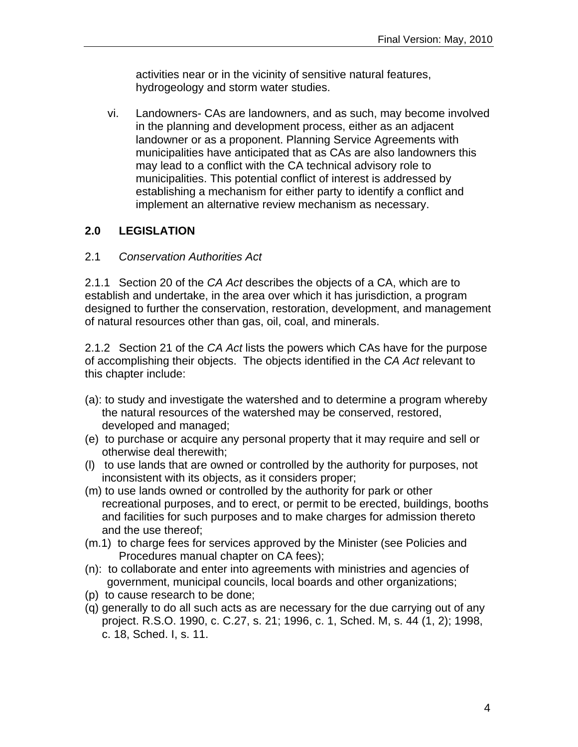activities near or in the vicinity of sensitive natural features, hydrogeology and storm water studies.

vi. Landowners- CAs are landowners, and as such, may become involved in the planning and development process, either as an adjacent landowner or as a proponent. Planning Service Agreements with municipalities have anticipated that as CAs are also landowners this may lead to a conflict with the CA technical advisory role to municipalities. This potential conflict of interest is addressed by establishing a mechanism for either party to identify a conflict and implement an alternative review mechanism as necessary.

## 2.0 LEGISLATION

### 2.1 *Conservation Authorities Act*

2.1.1 Section 20 of the *CA Act* describes the objects of a CA, which are to establish and undertake, in the area over which it has jurisdiction, a program designed to further the conservation, restoration, development, and management of natural resources other than gas, oil, coal, and minerals.

2.1.2 Section 21 of the *CA Act* lists the powers which CAs have for the purpose of accomplishing their objects. The objects identified in the *CA Act* relevant to this chapter include:

(a): to study and investigate the watershed and to determine a program whereby the natural resources of the watershed may be conserved, restored, developed and managed;
(e) to purchase or acquire any personal property that it may require and sell or otherwise deal therewith;
(l) to use lands that are owned or controlled by the authority for purposes, not inconsistent with its objects, as it considers proper;
(m) to use lands owned or controlled by the authority for park or other recreational purposes, and to erect, or permit to be erected, buildings, booths and facilities for such purposes and to make charges for admission thereto and the use thereof;
(m.1) to charge fees for services approved by the Minister (see Policies and Procedures manual chapter on CA fees);
(n): to collaborate and enter into agreements with ministries and agencies of government, municipal councils, local boards and other organizations;
(p) to cause research to be done;
(q) generally to do all such acts as are necessary for the due carrying out of any project. R.S.O. 1990, c. C.27, s. 21; 1996, c. 1, Sched. M, s. 44 (1, 2); 1998, c. 18, Sched. I, s. 11.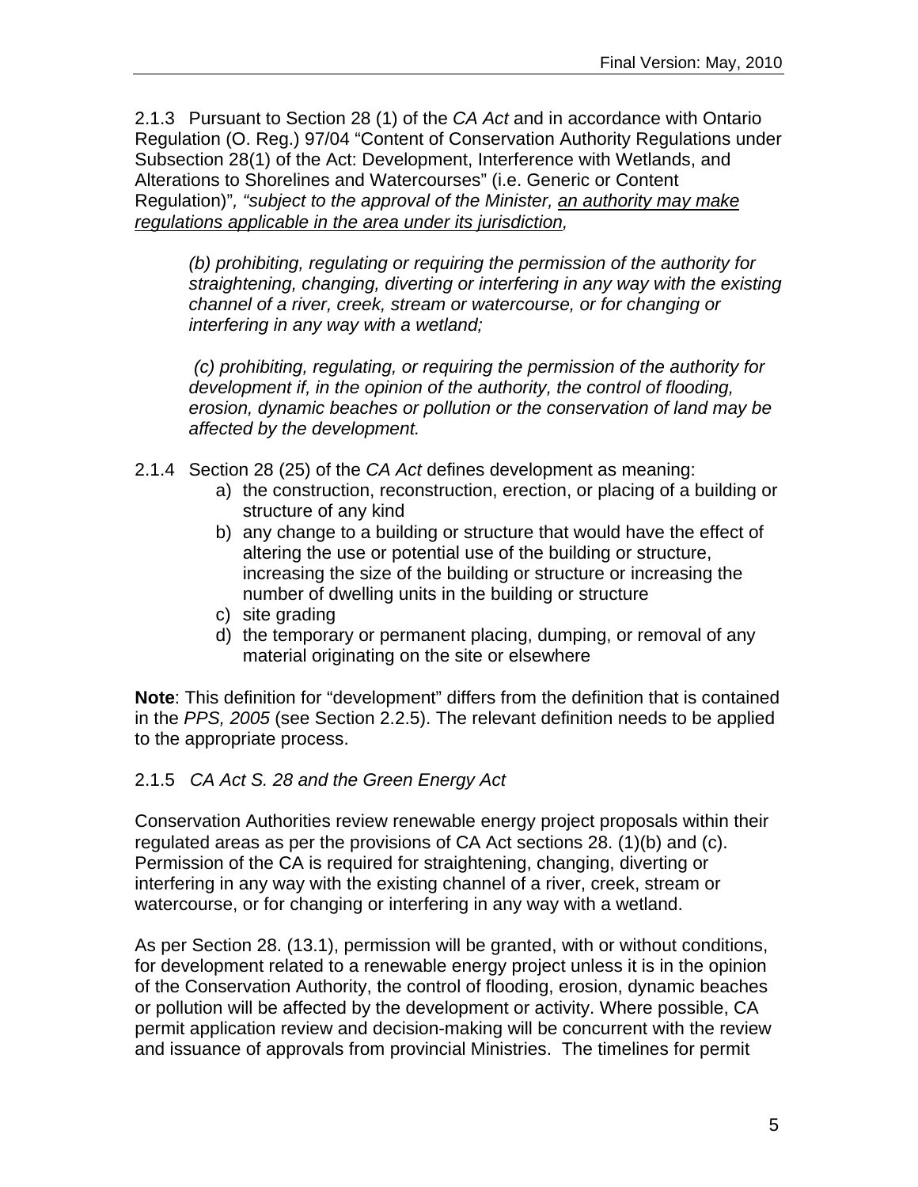2.1.3 Pursuant to Section 28 (1) of the *CA Act* and in accordance with Ontario Regulation (O. Reg.) 97/04 "Content of Conservation Authority Regulations under Subsection 28(1) of the Act: Development, Interference with Wetlands, and Alterations to Shorelines and Watercourses" (i.e. Generic or Content Regulation)", *"subject to the approval of the Minister, <u>an authority may make regulations applicable in the area under its jurisdiction</u>,*

> *(b) prohibiting, regulating or requiring the permission of the authority for straightening, changing, diverting or interfering in any way with the existing channel of a river, creek, stream or watercourse, or for changing or interfering in any way with a wetland;*
>
> *(c) prohibiting, regulating, or requiring the permission of the authority for development if, in the opinion of the authority, the control of flooding, erosion, dynamic beaches or pollution or the conservation of land may be affected by the development.*

2.1.4 Section 28 (25) of the *CA Act* defines development as meaning:

a) the construction, reconstruction, erection, or placing of a building or structure of any kind
b) any change to a building or structure that would have the effect of altering the use or potential use of the building or structure, increasing the size of the building or structure or increasing the number of dwelling units in the building or structure
c) site grading
d) the temporary or permanent placing, dumping, or removal of any material originating on the site or elsewhere

**Note**: This definition for "development" differs from the definition that is contained in the *PPS, 2005* (see Section 2.2.5). The relevant definition needs to be applied to the appropriate process.

2.1.5 *CA Act S. 28 and the Green Energy Act*

Conservation Authorities review renewable energy project proposals within their regulated areas as per the provisions of CA Act sections 28. (1)(b) and (c). Permission of the CA is required for straightening, changing, diverting or interfering in any way with the existing channel of a river, creek, stream or watercourse, or for changing or interfering in any way with a wetland.

As per Section 28. (13.1), permission will be granted, with or without conditions, for development related to a renewable energy project unless it is in the opinion of the Conservation Authority, the control of flooding, erosion, dynamic beaches or pollution will be affected by the development or activity. Where possible, CA permit application review and decision-making will be concurrent with the review and issuance of approvals from provincial Ministries. The timelines for permit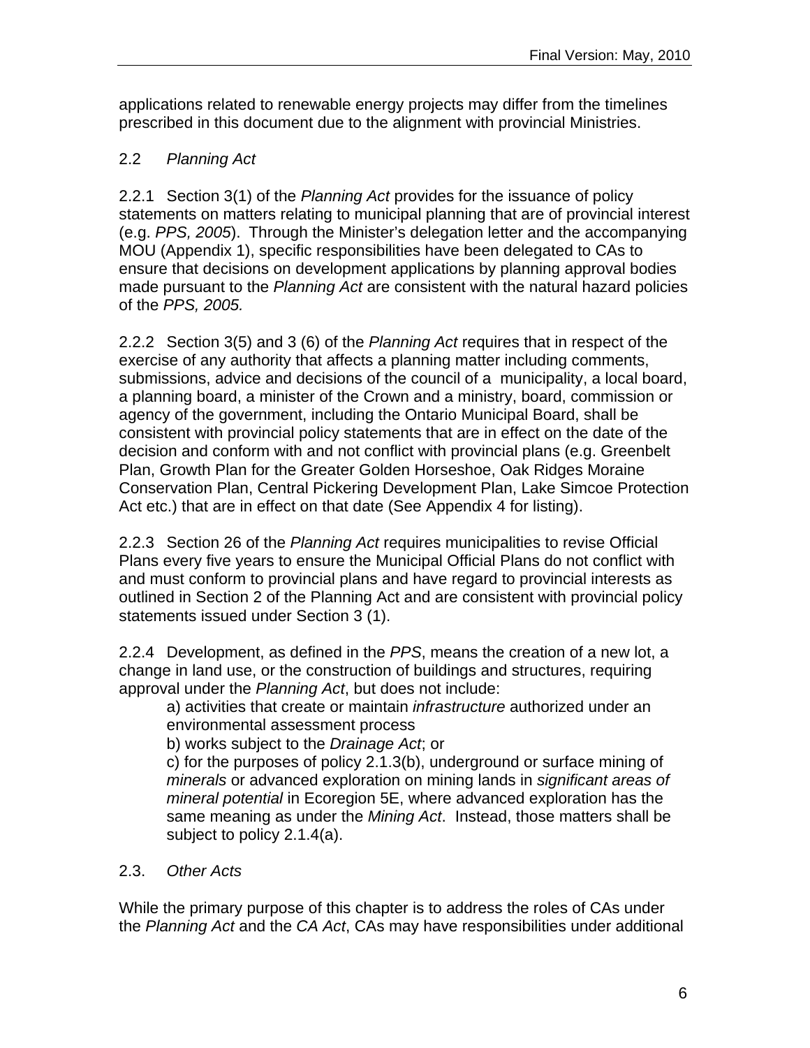applications related to renewable energy projects may differ from the timelines prescribed in this document due to the alignment with provincial Ministries.

## 2.2 *Planning Act*

2.2.1 Section 3(1) of the *Planning Act* provides for the issuance of policy statements on matters relating to municipal planning that are of provincial interest (e.g. *PPS, 2005*). Through the Minister's delegation letter and the accompanying MOU (Appendix 1), specific responsibilities have been delegated to CAs to ensure that decisions on development applications by planning approval bodies made pursuant to the *Planning Act* are consistent with the natural hazard policies of the *PPS, 2005.*

2.2.2 Section 3(5) and 3 (6) of the *Planning Act* requires that in respect of the exercise of any authority that affects a planning matter including comments, submissions, advice and decisions of the council of a municipality, a local board, a planning board, a minister of the Crown and a ministry, board, commission or agency of the government, including the Ontario Municipal Board, shall be consistent with provincial policy statements that are in effect on the date of the decision and conform with and not conflict with provincial plans (e.g. Greenbelt Plan, Growth Plan for the Greater Golden Horseshoe, Oak Ridges Moraine Conservation Plan, Central Pickering Development Plan, Lake Simcoe Protection Act etc.) that are in effect on that date (See Appendix 4 for listing).

2.2.3 Section 26 of the *Planning Act* requires municipalities to revise Official Plans every five years to ensure the Municipal Official Plans do not conflict with and must conform to provincial plans and have regard to provincial interests as outlined in Section 2 of the Planning Act and are consistent with provincial policy statements issued under Section 3 (1).

2.2.4 Development, as defined in the *PPS*, means the creation of a new lot, a change in land use, or the construction of buildings and structures, requiring approval under the *Planning Act*, but does not include:

a) activities that create or maintain *infrastructure* authorized under an environmental assessment process

b) works subject to the *Drainage Act*; or

c) for the purposes of policy 2.1.3(b), underground or surface mining of *minerals* or advanced exploration on mining lands in *significant areas of mineral potential* in Ecoregion 5E, where advanced exploration has the same meaning as under the *Mining Act*. Instead, those matters shall be subject to policy 2.1.4(a).

## 2.3. *Other Acts*

While the primary purpose of this chapter is to address the roles of CAs under the *Planning Act* and the *CA Act*, CAs may have responsibilities under additional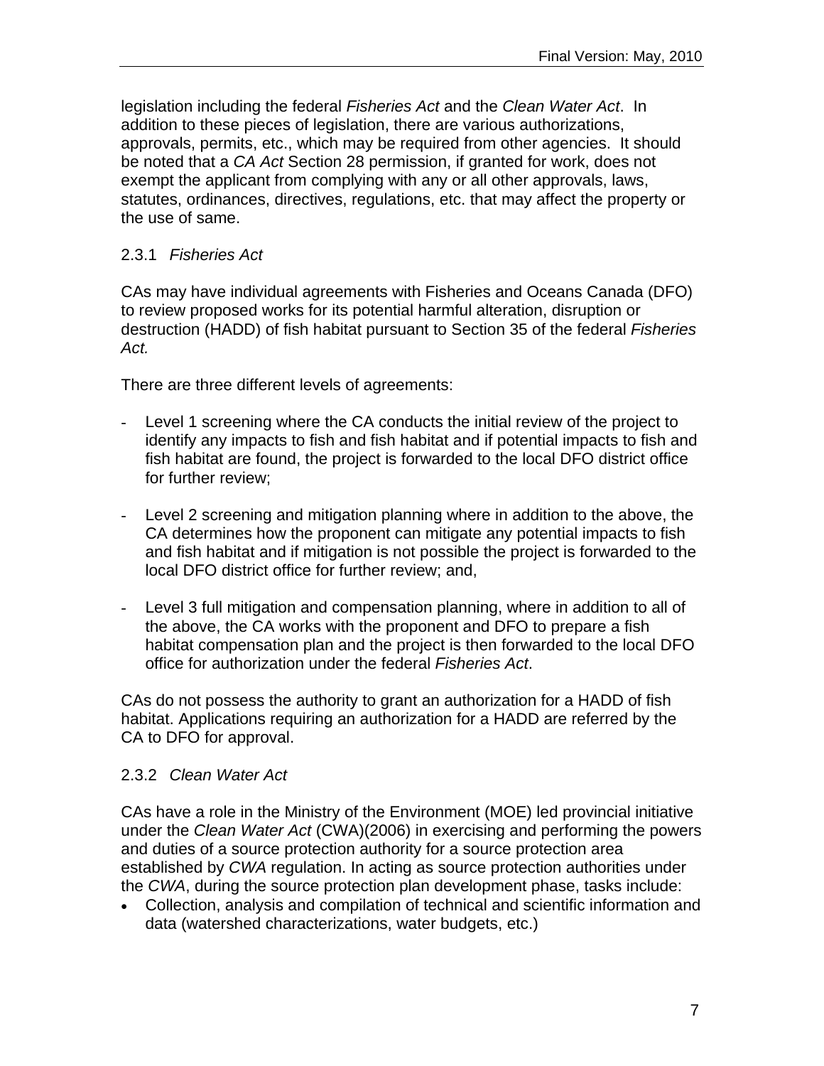legislation including the federal *Fisheries Act* and the *Clean Water Act*. In addition to these pieces of legislation, there are various authorizations, approvals, permits, etc., which may be required from other agencies. It should be noted that a *CA Act* Section 28 permission, if granted for work, does not exempt the applicant from complying with any or all other approvals, laws, statutes, ordinances, directives, regulations, etc. that may affect the property or the use of same.

### 2.3.1 *Fisheries Act*

CAs may have individual agreements with Fisheries and Oceans Canada (DFO) to review proposed works for its potential harmful alteration, disruption or destruction (HADD) of fish habitat pursuant to Section 35 of the federal *Fisheries Act.*

There are three different levels of agreements:

- Level 1 screening where the CA conducts the initial review of the project to identify any impacts to fish and fish habitat and if potential impacts to fish and fish habitat are found, the project is forwarded to the local DFO district office for further review;

- Level 2 screening and mitigation planning where in addition to the above, the CA determines how the proponent can mitigate any potential impacts to fish and fish habitat and if mitigation is not possible the project is forwarded to the local DFO district office for further review; and,

- Level 3 full mitigation and compensation planning, where in addition to all of the above, the CA works with the proponent and DFO to prepare a fish habitat compensation plan and the project is then forwarded to the local DFO office for authorization under the federal *Fisheries Act*.

CAs do not possess the authority to grant an authorization for a HADD of fish habitat. Applications requiring an authorization for a HADD are referred by the CA to DFO for approval.

### 2.3.2 *Clean Water Act*

CAs have a role in the Ministry of the Environment (MOE) led provincial initiative under the *Clean Water Act* (CWA)(2006) in exercising and performing the powers and duties of a source protection authority for a source protection area established by *CWA* regulation. In acting as source protection authorities under the *CWA*, during the source protection plan development phase, tasks include:

- Collection, analysis and compilation of technical and scientific information and data (watershed characterizations, water budgets, etc.)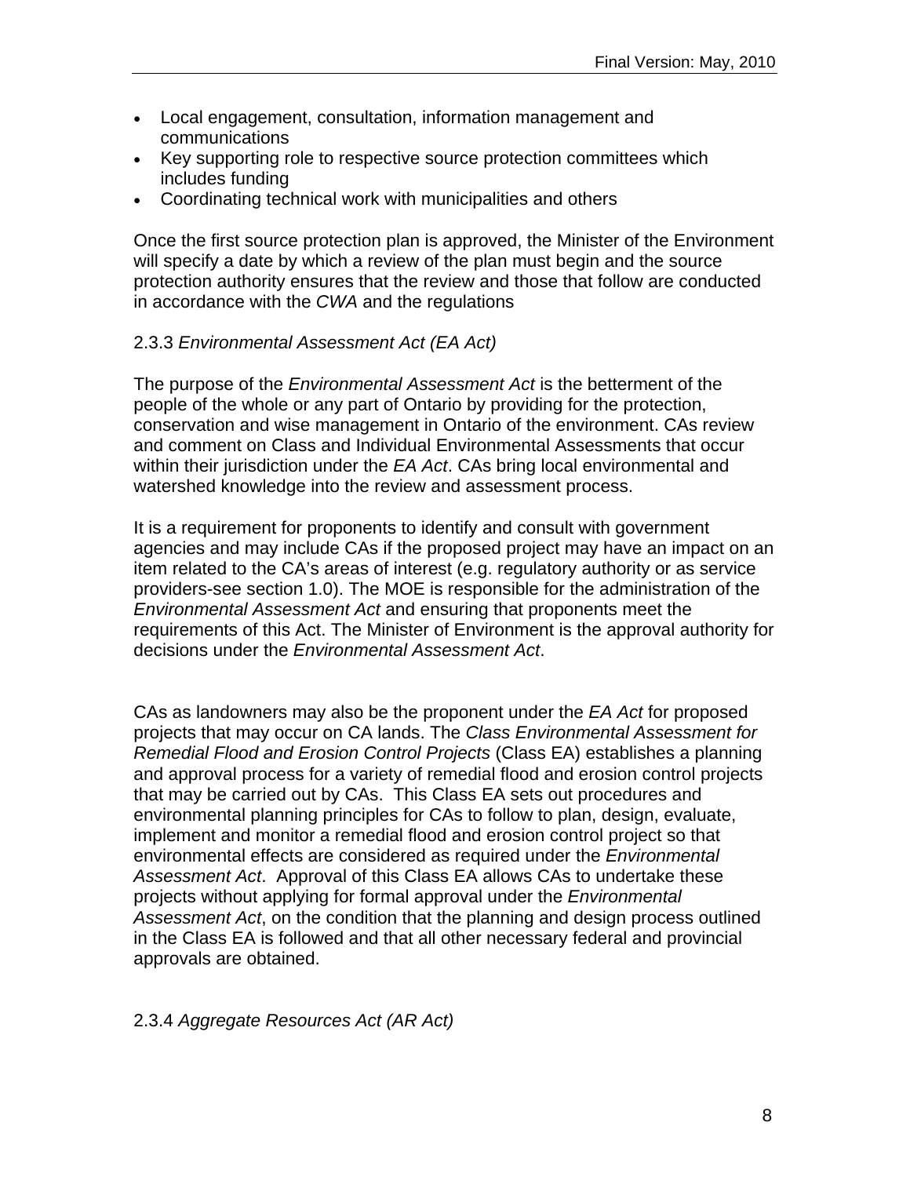- Local engagement, consultation, information management and communications
- Key supporting role to respective source protection committees which includes funding
- Coordinating technical work with municipalities and others

Once the first source protection plan is approved, the Minister of the Environment will specify a date by which a review of the plan must begin and the source protection authority ensures that the review and those that follow are conducted in accordance with the *CWA* and the regulations

### 2.3.3 *Environmental Assessment Act (EA Act)*

The purpose of the *Environmental Assessment Act* is the betterment of the people of the whole or any part of Ontario by providing for the protection, conservation and wise management in Ontario of the environment. CAs review and comment on Class and Individual Environmental Assessments that occur within their jurisdiction under the *EA Act*. CAs bring local environmental and watershed knowledge into the review and assessment process.

It is a requirement for proponents to identify and consult with government agencies and may include CAs if the proposed project may have an impact on an item related to the CA's areas of interest (e.g. regulatory authority or as service providers-see section 1.0). The MOE is responsible for the administration of the *Environmental Assessment Act* and ensuring that proponents meet the requirements of this Act. The Minister of Environment is the approval authority for decisions under the *Environmental Assessment Act*.

CAs as landowners may also be the proponent under the *EA Act* for proposed projects that may occur on CA lands. The *Class Environmental Assessment for Remedial Flood and Erosion Control Projects* (Class EA) establishes a planning and approval process for a variety of remedial flood and erosion control projects that may be carried out by CAs. This Class EA sets out procedures and environmental planning principles for CAs to follow to plan, design, evaluate, implement and monitor a remedial flood and erosion control project so that environmental effects are considered as required under the *Environmental Assessment Act*. Approval of this Class EA allows CAs to undertake these projects without applying for formal approval under the *Environmental Assessment Act*, on the condition that the planning and design process outlined in the Class EA is followed and that all other necessary federal and provincial approvals are obtained.

### 2.3.4 *Aggregate Resources Act (AR Act)*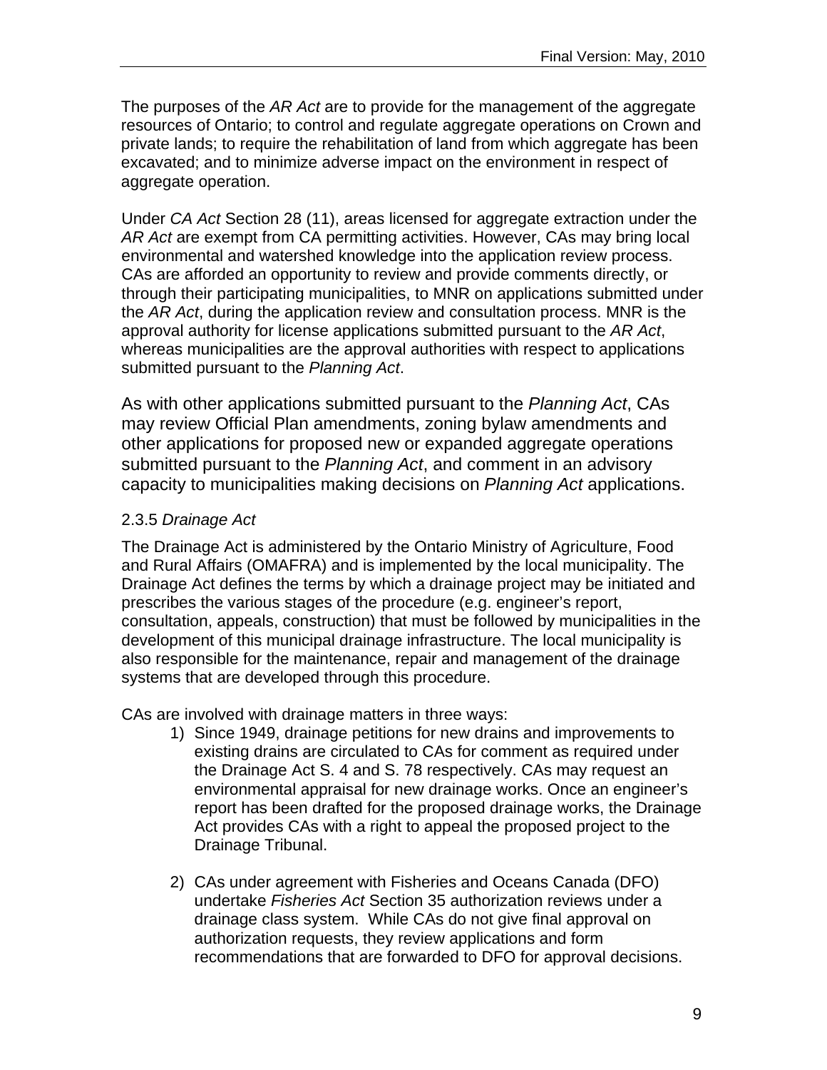The purposes of the *AR Act* are to provide for the management of the aggregate resources of Ontario; to control and regulate aggregate operations on Crown and private lands; to require the rehabilitation of land from which aggregate has been excavated; and to minimize adverse impact on the environment in respect of aggregate operation.

Under *CA Act* Section 28 (11), areas licensed for aggregate extraction under the *AR Act* are exempt from CA permitting activities. However, CAs may bring local environmental and watershed knowledge into the application review process. CAs are afforded an opportunity to review and provide comments directly, or through their participating municipalities, to MNR on applications submitted under the *AR Act*, during the application review and consultation process. MNR is the approval authority for license applications submitted pursuant to the *AR Act*, whereas municipalities are the approval authorities with respect to applications submitted pursuant to the *Planning Act*.

As with other applications submitted pursuant to the *Planning Act*, CAs may review Official Plan amendments, zoning bylaw amendments and other applications for proposed new or expanded aggregate operations submitted pursuant to the *Planning Act*, and comment in an advisory capacity to municipalities making decisions on *Planning Act* applications.

### 2.3.5 *Drainage Act*

The Drainage Act is administered by the Ontario Ministry of Agriculture, Food and Rural Affairs (OMAFRA) and is implemented by the local municipality. The Drainage Act defines the terms by which a drainage project may be initiated and prescribes the various stages of the procedure (e.g. engineer's report, consultation, appeals, construction) that must be followed by municipalities in the development of this municipal drainage infrastructure. The local municipality is also responsible for the maintenance, repair and management of the drainage systems that are developed through this procedure.

CAs are involved with drainage matters in three ways:

1) Since 1949, drainage petitions for new drains and improvements to existing drains are circulated to CAs for comment as required under the Drainage Act S. 4 and S. 78 respectively. CAs may request an environmental appraisal for new drainage works. Once an engineer's report has been drafted for the proposed drainage works, the Drainage Act provides CAs with a right to appeal the proposed project to the Drainage Tribunal.

2) CAs under agreement with Fisheries and Oceans Canada (DFO) undertake *Fisheries Act* Section 35 authorization reviews under a drainage class system. While CAs do not give final approval on authorization requests, they review applications and form recommendations that are forwarded to DFO for approval decisions.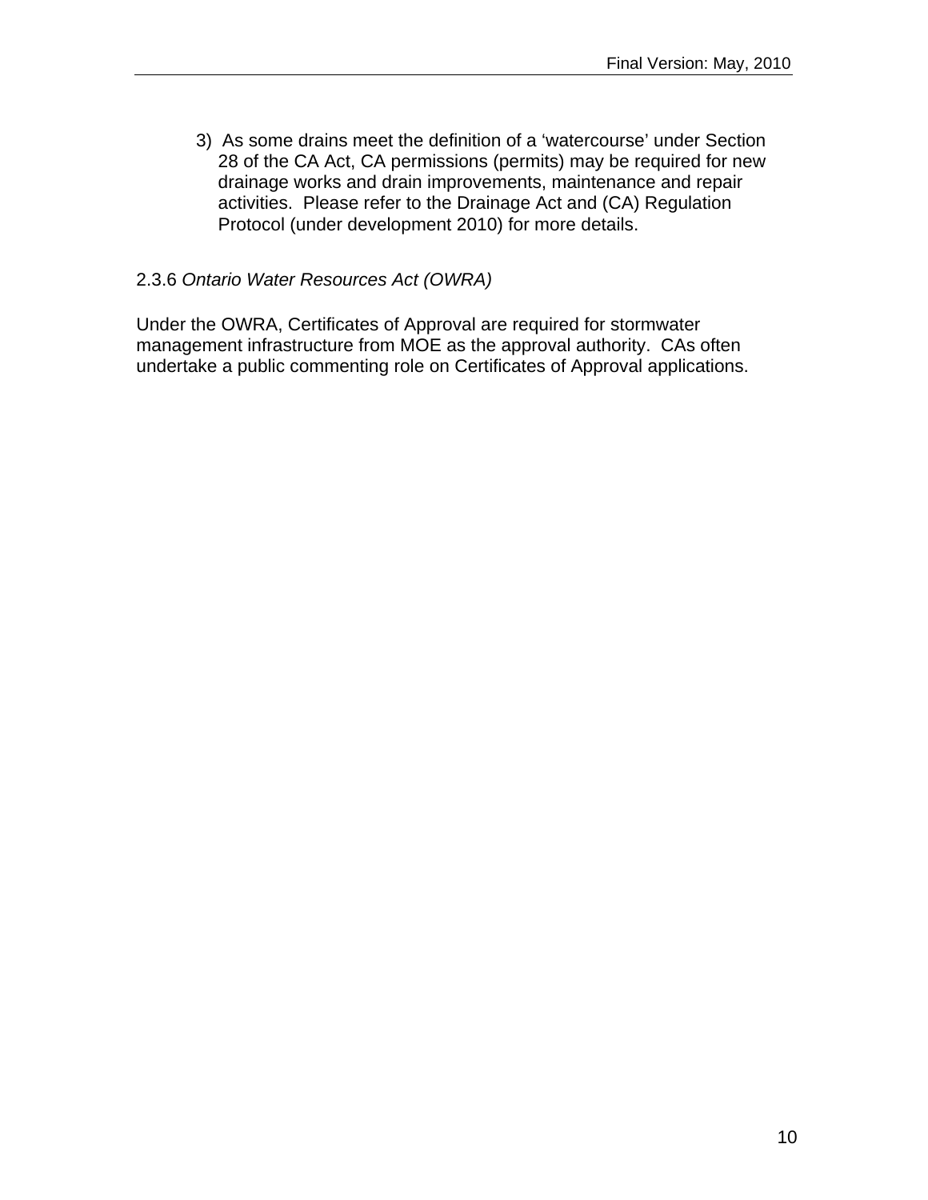3) As some drains meet the definition of a 'watercourse' under Section 28 of the CA Act, CA permissions (permits) may be required for new drainage works and drain improvements, maintenance and repair activities. Please refer to the Drainage Act and (CA) Regulation Protocol (under development 2010) for more details.

### 2.3.6 *Ontario Water Resources Act (OWRA)*

Under the OWRA, Certificates of Approval are required for stormwater management infrastructure from MOE as the approval authority. CAs often undertake a public commenting role on Certificates of Approval applications.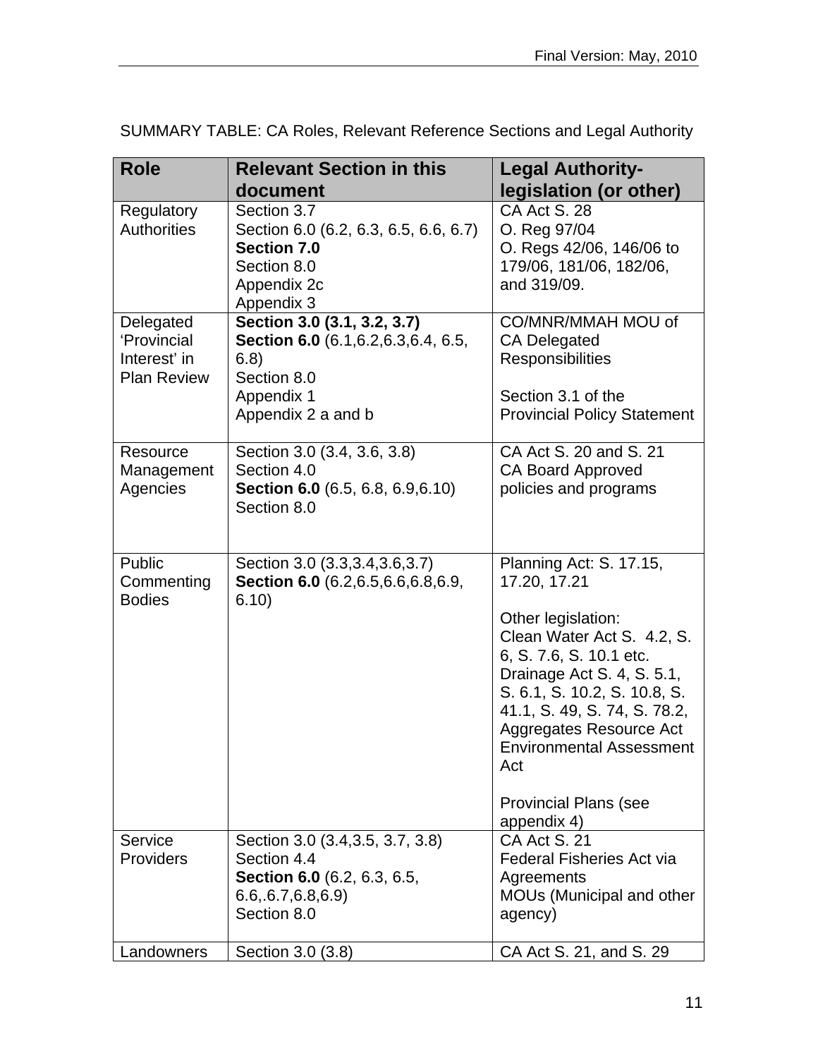SUMMARY TABLE: CA Roles, Relevant Reference Sections and Legal Authority

| Role | Relevant Section in this document | Legal Authority- legislation (or other) |
|---|---|---|
| Regulatory Authorities | Section 3.7<br>Section 6.0 (6.2, 6.3, 6.5, 6.6, 6.7)<br>**Section 7.0**<br>Section 8.0<br>Appendix 2c<br>Appendix 3 | CA Act S. 28<br>O. Reg 97/04<br>O. Regs 42/06, 146/06 to 179/06, 181/06, 182/06, and 319/09. |
| Delegated 'Provincial Interest' in Plan Review | **Section 3.0 (3.1, 3.2, 3.7)**<br>**Section 6.0** (6.1,6.2,6.3,6.4, 6.5, 6.8)<br>Section 8.0<br>Appendix 1<br>Appendix 2 a and b | CO/MNR/MMAH MOU of CA Delegated Responsibilities<br><br>Section 3.1 of the Provincial Policy Statement |
| Resource Management Agencies | Section 3.0 (3.4, 3.6, 3.8)<br>Section 4.0<br>**Section 6.0** (6.5, 6.8, 6.9,6.10)<br>Section 8.0 | CA Act S. 20 and S. 21<br>CA Board Approved policies and programs |
| Public Commenting Bodies | Section 3.0 (3.3,3.4,3.6,3.7)<br>**Section 6.0** (6.2,6.5,6.6,6.8,6.9, 6.10) | Planning Act: S. 17.15, 17.20, 17.21<br><br>Other legislation:<br>Clean Water Act S. 4.2, S. 6, S. 7.6, S. 10.1 etc.<br>Drainage Act S. 4, S. 5.1, S. 6.1, S. 10.2, S. 10.8, S. 41.1, S. 49, S. 74, S. 78.2,<br>Aggregates Resource Act<br>Environmental Assessment Act<br><br>Provincial Plans (see appendix 4) |
| Service Providers | Section 3.0 (3.4,3.5, 3.7, 3.8)<br>Section 4.4<br>**Section 6.0** (6.2, 6.3, 6.5, 6.6,.6.7,6.8,6.9)<br>Section 8.0 | CA Act S. 21<br>Federal Fisheries Act via Agreements<br>MOUs (Municipal and other agency) |
| Landowners | Section 3.0 (3.8) | CA Act S. 21, and S. 29 |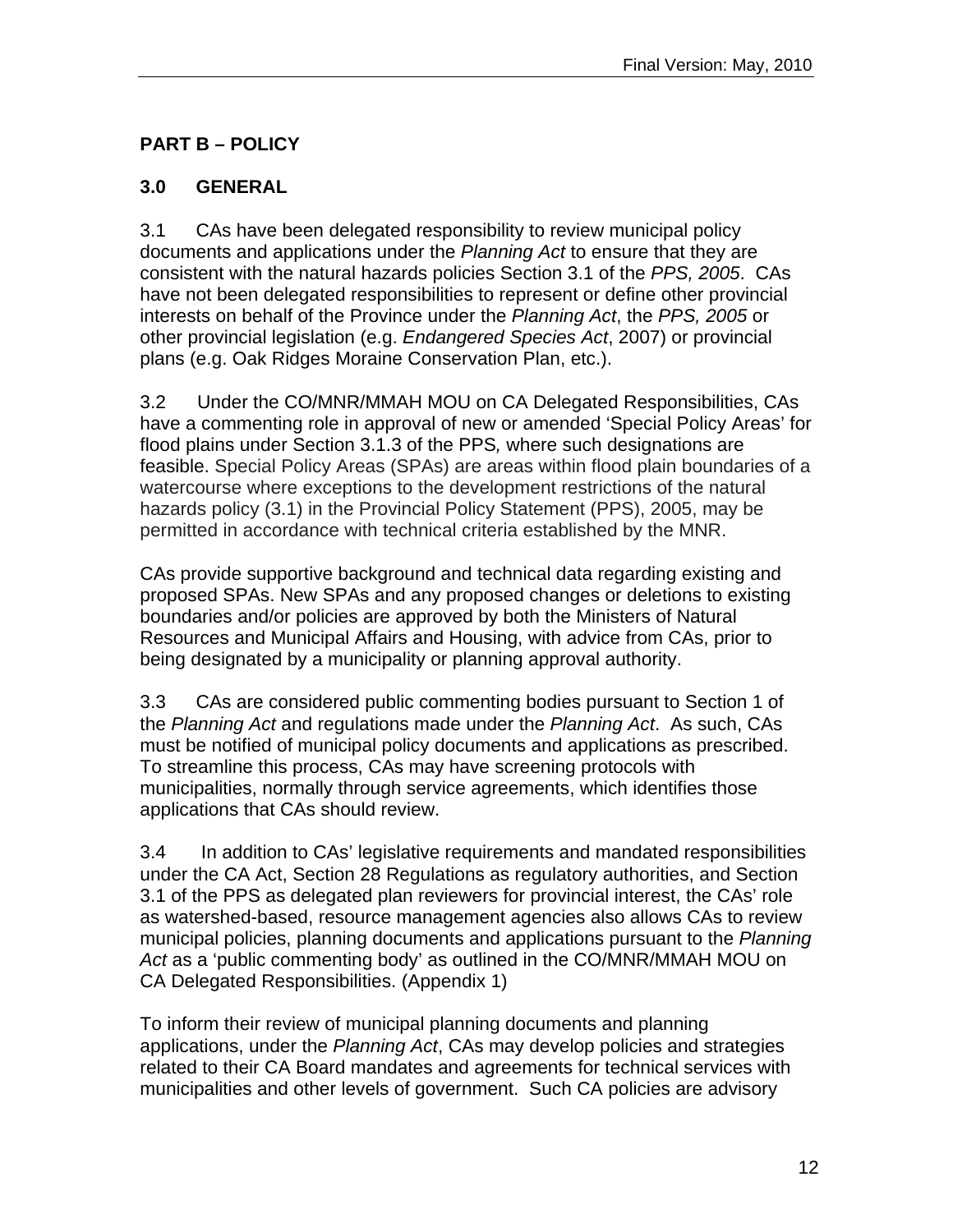## PART B – POLICY

### 3.0 GENERAL

3.1 CAs have been delegated responsibility to review municipal policy documents and applications under the *Planning Act* to ensure that they are consistent with the natural hazards policies Section 3.1 of the *PPS, 2005*. CAs have not been delegated responsibilities to represent or define other provincial interests on behalf of the Province under the *Planning Act*, the *PPS, 2005* or other provincial legislation (e.g. *Endangered Species Act*, 2007) or provincial plans (e.g. Oak Ridges Moraine Conservation Plan, etc.).

3.2 Under the CO/MNR/MMAH MOU on CA Delegated Responsibilities, CAs have a commenting role in approval of new or amended 'Special Policy Areas' for flood plains under Section 3.1.3 of the PPS*,* where such designations are feasible. Special Policy Areas (SPAs) are areas within flood plain boundaries of a watercourse where exceptions to the development restrictions of the natural hazards policy (3.1) in the Provincial Policy Statement (PPS), 2005, may be permitted in accordance with technical criteria established by the MNR.

CAs provide supportive background and technical data regarding existing and proposed SPAs. New SPAs and any proposed changes or deletions to existing boundaries and/or policies are approved by both the Ministers of Natural Resources and Municipal Affairs and Housing, with advice from CAs, prior to being designated by a municipality or planning approval authority.

3.3 CAs are considered public commenting bodies pursuant to Section 1 of the *Planning Act* and regulations made under the *Planning Act*. As such, CAs must be notified of municipal policy documents and applications as prescribed. To streamline this process, CAs may have screening protocols with municipalities, normally through service agreements, which identifies those applications that CAs should review.

3.4 In addition to CAs' legislative requirements and mandated responsibilities under the CA Act, Section 28 Regulations as regulatory authorities, and Section 3.1 of the PPS as delegated plan reviewers for provincial interest, the CAs' role as watershed-based, resource management agencies also allows CAs to review municipal policies, planning documents and applications pursuant to the *Planning Act* as a 'public commenting body' as outlined in the CO/MNR/MMAH MOU on CA Delegated Responsibilities. (Appendix 1)

To inform their review of municipal planning documents and planning applications, under the *Planning Act*, CAs may develop policies and strategies related to their CA Board mandates and agreements for technical services with municipalities and other levels of government. Such CA policies are advisory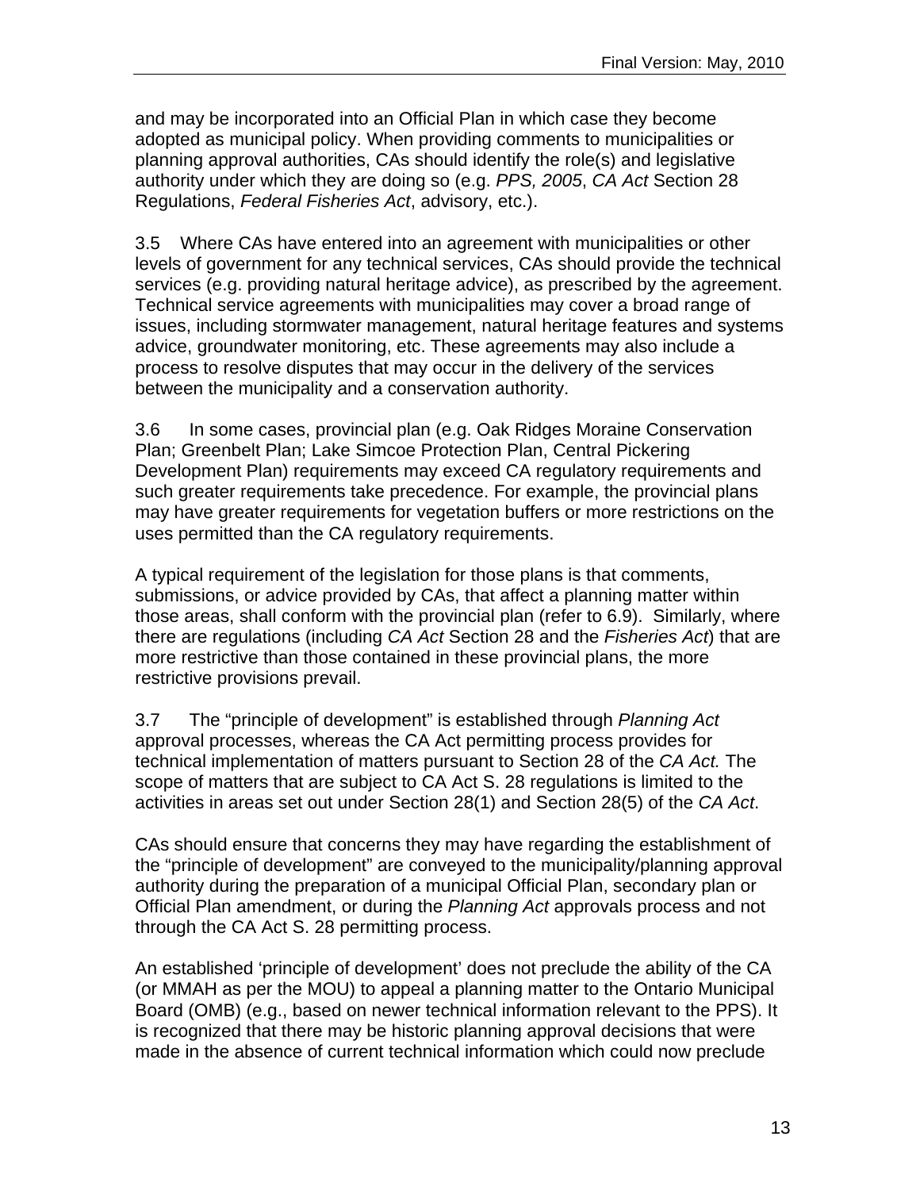and may be incorporated into an Official Plan in which case they become adopted as municipal policy. When providing comments to municipalities or planning approval authorities, CAs should identify the role(s) and legislative authority under which they are doing so (e.g. *PPS, 2005*, *CA Act* Section 28 Regulations, *Federal Fisheries Act*, advisory, etc.).

3.5 Where CAs have entered into an agreement with municipalities or other levels of government for any technical services, CAs should provide the technical services (e.g. providing natural heritage advice), as prescribed by the agreement. Technical service agreements with municipalities may cover a broad range of issues, including stormwater management, natural heritage features and systems advice, groundwater monitoring, etc. These agreements may also include a process to resolve disputes that may occur in the delivery of the services between the municipality and a conservation authority.

3.6 In some cases, provincial plan (e.g. Oak Ridges Moraine Conservation Plan; Greenbelt Plan; Lake Simcoe Protection Plan, Central Pickering Development Plan) requirements may exceed CA regulatory requirements and such greater requirements take precedence. For example, the provincial plans may have greater requirements for vegetation buffers or more restrictions on the uses permitted than the CA regulatory requirements.

A typical requirement of the legislation for those plans is that comments, submissions, or advice provided by CAs, that affect a planning matter within those areas, shall conform with the provincial plan (refer to 6.9). Similarly, where there are regulations (including *CA Act* Section 28 and the *Fisheries Act*) that are more restrictive than those contained in these provincial plans, the more restrictive provisions prevail.

3.7 The "principle of development" is established through *Planning Act* approval processes, whereas the CA Act permitting process provides for technical implementation of matters pursuant to Section 28 of the *CA Act.* The scope of matters that are subject to CA Act S. 28 regulations is limited to the activities in areas set out under Section 28(1) and Section 28(5) of the *CA Act*.

CAs should ensure that concerns they may have regarding the establishment of the "principle of development" are conveyed to the municipality/planning approval authority during the preparation of a municipal Official Plan, secondary plan or Official Plan amendment, or during the *Planning Act* approvals process and not through the CA Act S. 28 permitting process.

An established 'principle of development' does not preclude the ability of the CA (or MMAH as per the MOU) to appeal a planning matter to the Ontario Municipal Board (OMB) (e.g., based on newer technical information relevant to the PPS). It is recognized that there may be historic planning approval decisions that were made in the absence of current technical information which could now preclude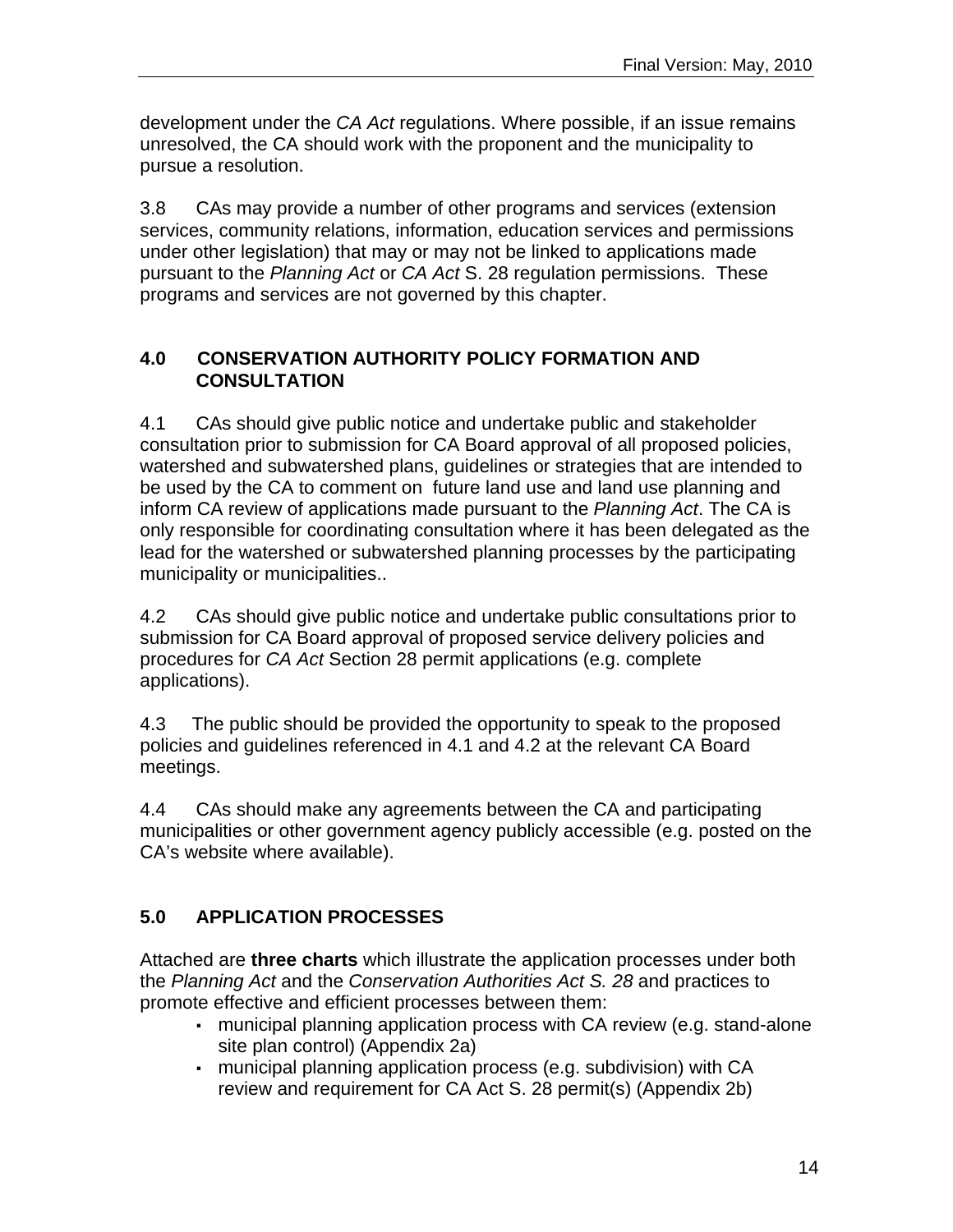development under the *CA Act* regulations. Where possible, if an issue remains unresolved, the CA should work with the proponent and the municipality to pursue a resolution.

3.8 CAs may provide a number of other programs and services (extension services, community relations, information, education services and permissions under other legislation) that may or may not be linked to applications made pursuant to the *Planning Act* or *CA Act* S. 28 regulation permissions. These programs and services are not governed by this chapter.

## 4.0 CONSERVATION AUTHORITY POLICY FORMATION AND CONSULTATION

4.1 CAs should give public notice and undertake public and stakeholder consultation prior to submission for CA Board approval of all proposed policies, watershed and subwatershed plans, guidelines or strategies that are intended to be used by the CA to comment on future land use and land use planning and inform CA review of applications made pursuant to the *Planning Act*. The CA is only responsible for coordinating consultation where it has been delegated as the lead for the watershed or subwatershed planning processes by the participating municipality or municipalities..

4.2 CAs should give public notice and undertake public consultations prior to submission for CA Board approval of proposed service delivery policies and procedures for *CA Act* Section 28 permit applications (e.g. complete applications).

4.3 The public should be provided the opportunity to speak to the proposed policies and guidelines referenced in 4.1 and 4.2 at the relevant CA Board meetings.

4.4 CAs should make any agreements between the CA and participating municipalities or other government agency publicly accessible (e.g. posted on the CA's website where available).

## 5.0 APPLICATION PROCESSES

Attached are **three charts** which illustrate the application processes under both the *Planning Act* and the *Conservation Authorities Act S. 28* and practices to promote effective and efficient processes between them:

- municipal planning application process with CA review (e.g. stand-alone site plan control) (Appendix 2a)
- municipal planning application process (e.g. subdivision) with CA review and requirement for CA Act S. 28 permit(s) (Appendix 2b)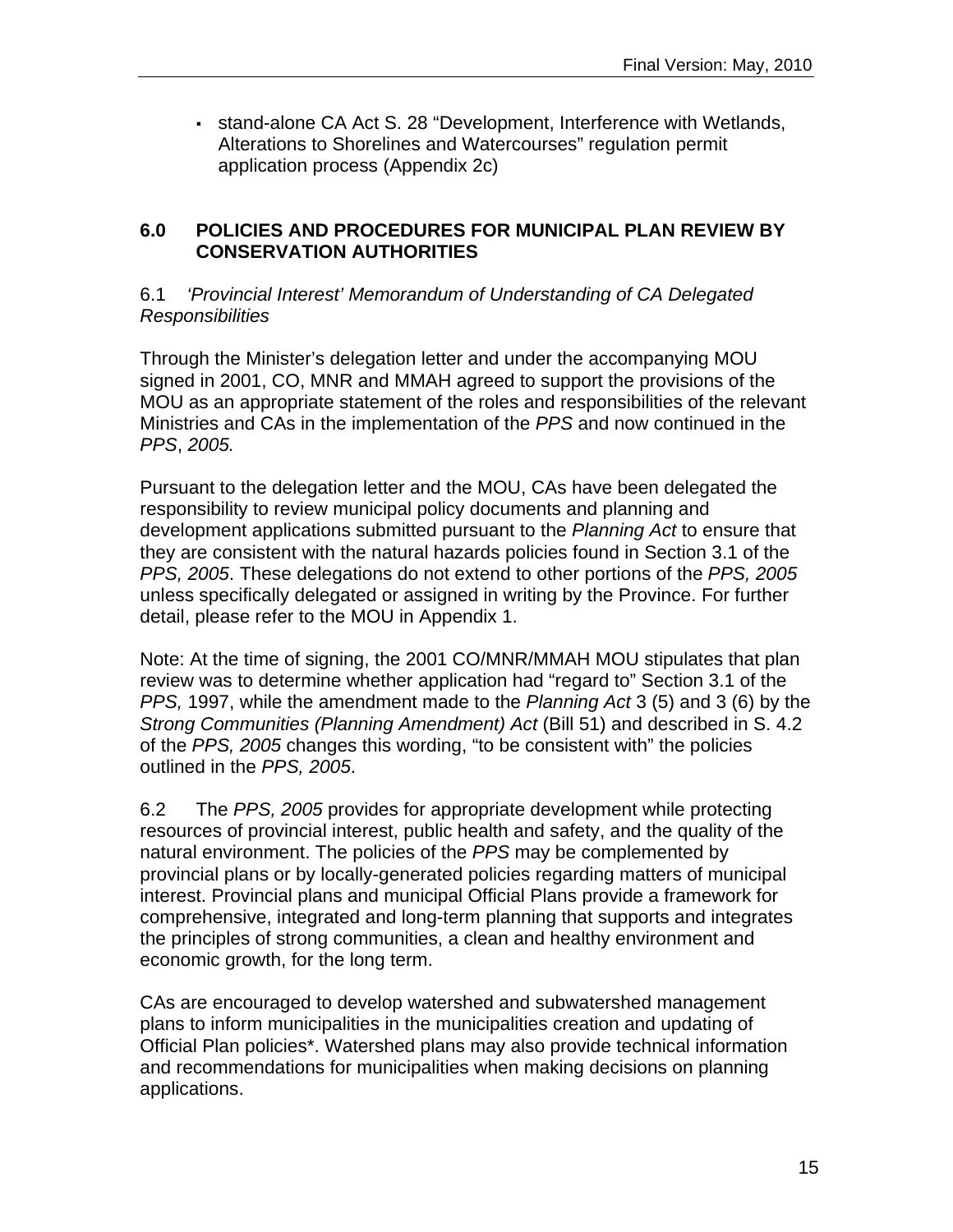- stand-alone CA Act S. 28 "Development, Interference with Wetlands, Alterations to Shorelines and Watercourses" regulation permit application process (Appendix 2c)

## 6.0 POLICIES AND PROCEDURES FOR MUNICIPAL PLAN REVIEW BY CONSERVATION AUTHORITIES

### 6.1 *'Provincial Interest' Memorandum of Understanding of CA Delegated Responsibilities*

Through the Minister's delegation letter and under the accompanying MOU signed in 2001, CO, MNR and MMAH agreed to support the provisions of the MOU as an appropriate statement of the roles and responsibilities of the relevant Ministries and CAs in the implementation of the *PPS* and now continued in the *PPS*, *2005.*

Pursuant to the delegation letter and the MOU, CAs have been delegated the responsibility to review municipal policy documents and planning and development applications submitted pursuant to the *Planning Act* to ensure that they are consistent with the natural hazards policies found in Section 3.1 of the *PPS, 2005*. These delegations do not extend to other portions of the *PPS, 2005* unless specifically delegated or assigned in writing by the Province. For further detail, please refer to the MOU in Appendix 1.

Note: At the time of signing, the 2001 CO/MNR/MMAH MOU stipulates that plan review was to determine whether application had "regard to" Section 3.1 of the *PPS,* 1997, while the amendment made to the *Planning Act* 3 (5) and 3 (6) by the *Strong Communities (Planning Amendment) Act* (Bill 51) and described in S. 4.2 of the *PPS, 2005* changes this wording, "to be consistent with" the policies outlined in the *PPS, 2005*.

6.2 The *PPS, 2005* provides for appropriate development while protecting resources of provincial interest, public health and safety, and the quality of the natural environment. The policies of the *PPS* may be complemented by provincial plans or by locally-generated policies regarding matters of municipal interest. Provincial plans and municipal Official Plans provide a framework for comprehensive, integrated and long-term planning that supports and integrates the principles of strong communities, a clean and healthy environment and economic growth, for the long term.

CAs are encouraged to develop watershed and subwatershed management plans to inform municipalities in the municipalities creation and updating of Official Plan policies*. Watershed plans may also provide technical information and recommendations for municipalities when making decisions on planning applications.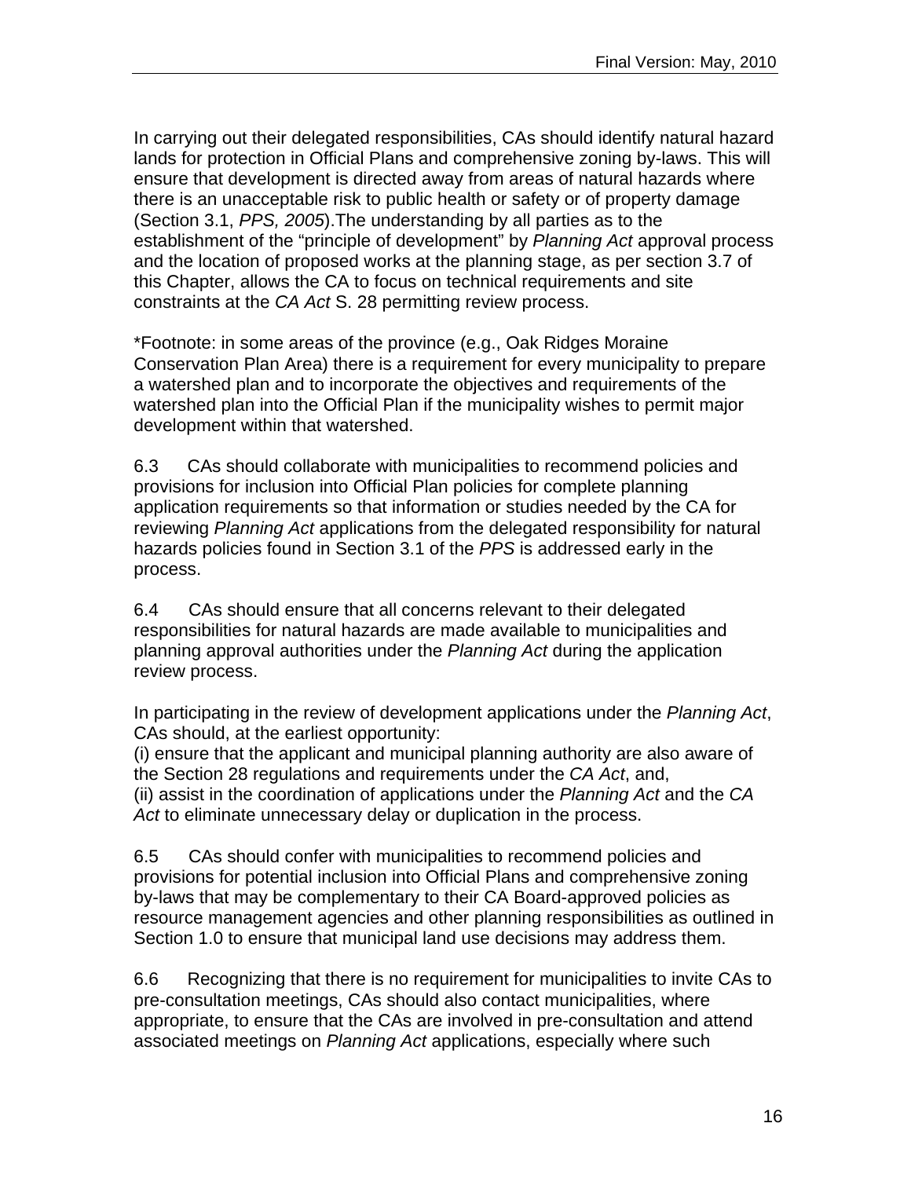In carrying out their delegated responsibilities, CAs should identify natural hazard lands for protection in Official Plans and comprehensive zoning by-laws. This will ensure that development is directed away from areas of natural hazards where there is an unacceptable risk to public health or safety or of property damage (Section 3.1, *PPS, 2005*).The understanding by all parties as to the establishment of the "principle of development" by *Planning Act* approval process and the location of proposed works at the planning stage, as per section 3.7 of this Chapter, allows the CA to focus on technical requirements and site constraints at the *CA Act* S. 28 permitting review process.

*Footnote: in some areas of the province (e.g., Oak Ridges Moraine Conservation Plan Area) there is a requirement for every municipality to prepare a watershed plan and to incorporate the objectives and requirements of the watershed plan into the Official Plan if the municipality wishes to permit major development within that watershed.

6.3 CAs should collaborate with municipalities to recommend policies and provisions for inclusion into Official Plan policies for complete planning application requirements so that information or studies needed by the CA for reviewing *Planning Act* applications from the delegated responsibility for natural hazards policies found in Section 3.1 of the *PPS* is addressed early in the process.

6.4 CAs should ensure that all concerns relevant to their delegated responsibilities for natural hazards are made available to municipalities and planning approval authorities under the *Planning Act* during the application review process.

In participating in the review of development applications under the *Planning Act*, CAs should, at the earliest opportunity:
(i) ensure that the applicant and municipal planning authority are also aware of the Section 28 regulations and requirements under the *CA Act*, and,
(ii) assist in the coordination of applications under the *Planning Act* and the *CA Act* to eliminate unnecessary delay or duplication in the process.

6.5 CAs should confer with municipalities to recommend policies and provisions for potential inclusion into Official Plans and comprehensive zoning by-laws that may be complementary to their CA Board-approved policies as resource management agencies and other planning responsibilities as outlined in Section 1.0 to ensure that municipal land use decisions may address them.

6.6 Recognizing that there is no requirement for municipalities to invite CAs to pre-consultation meetings, CAs should also contact municipalities, where appropriate, to ensure that the CAs are involved in pre-consultation and attend associated meetings on *Planning Act* applications, especially where such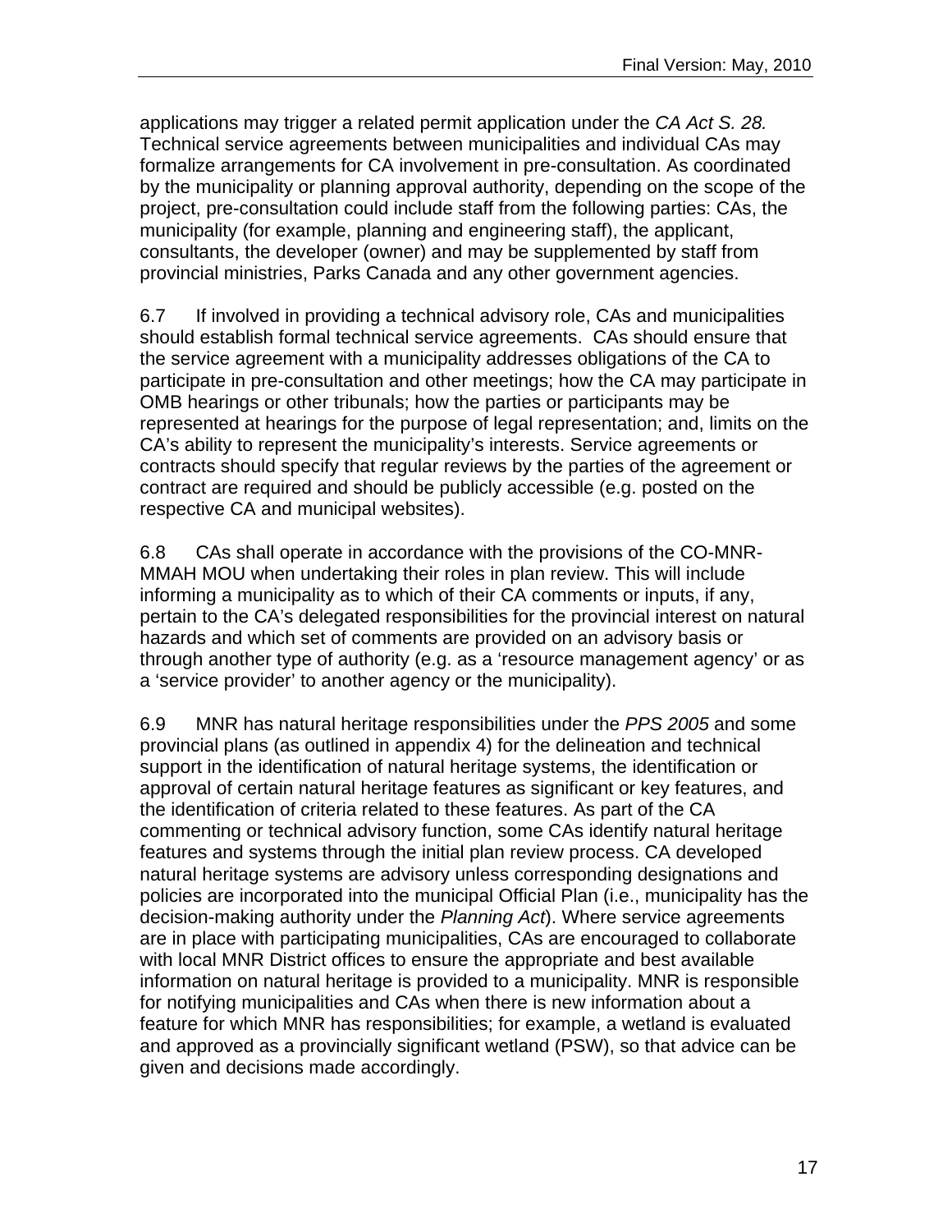applications may trigger a related permit application under the *CA Act S. 28.* Technical service agreements between municipalities and individual CAs may formalize arrangements for CA involvement in pre-consultation. As coordinated by the municipality or planning approval authority, depending on the scope of the project, pre-consultation could include staff from the following parties: CAs, the municipality (for example, planning and engineering staff), the applicant, consultants, the developer (owner) and may be supplemented by staff from provincial ministries, Parks Canada and any other government agencies.

6.7 If involved in providing a technical advisory role, CAs and municipalities should establish formal technical service agreements. CAs should ensure that the service agreement with a municipality addresses obligations of the CA to participate in pre-consultation and other meetings; how the CA may participate in OMB hearings or other tribunals; how the parties or participants may be represented at hearings for the purpose of legal representation; and, limits on the CA's ability to represent the municipality's interests. Service agreements or contracts should specify that regular reviews by the parties of the agreement or contract are required and should be publicly accessible (e.g. posted on the respective CA and municipal websites).

6.8 CAs shall operate in accordance with the provisions of the CO-MNR-MMAH MOU when undertaking their roles in plan review. This will include informing a municipality as to which of their CA comments or inputs, if any, pertain to the CA's delegated responsibilities for the provincial interest on natural hazards and which set of comments are provided on an advisory basis or through another type of authority (e.g. as a 'resource management agency' or as a 'service provider' to another agency or the municipality).

6.9 MNR has natural heritage responsibilities under the *PPS 2005* and some provincial plans (as outlined in appendix 4) for the delineation and technical support in the identification of natural heritage systems, the identification or approval of certain natural heritage features as significant or key features, and the identification of criteria related to these features. As part of the CA commenting or technical advisory function, some CAs identify natural heritage features and systems through the initial plan review process. CA developed natural heritage systems are advisory unless corresponding designations and policies are incorporated into the municipal Official Plan (i.e., municipality has the decision-making authority under the *Planning Act*). Where service agreements are in place with participating municipalities, CAs are encouraged to collaborate with local MNR District offices to ensure the appropriate and best available information on natural heritage is provided to a municipality. MNR is responsible for notifying municipalities and CAs when there is new information about a feature for which MNR has responsibilities; for example, a wetland is evaluated and approved as a provincially significant wetland (PSW), so that advice can be given and decisions made accordingly.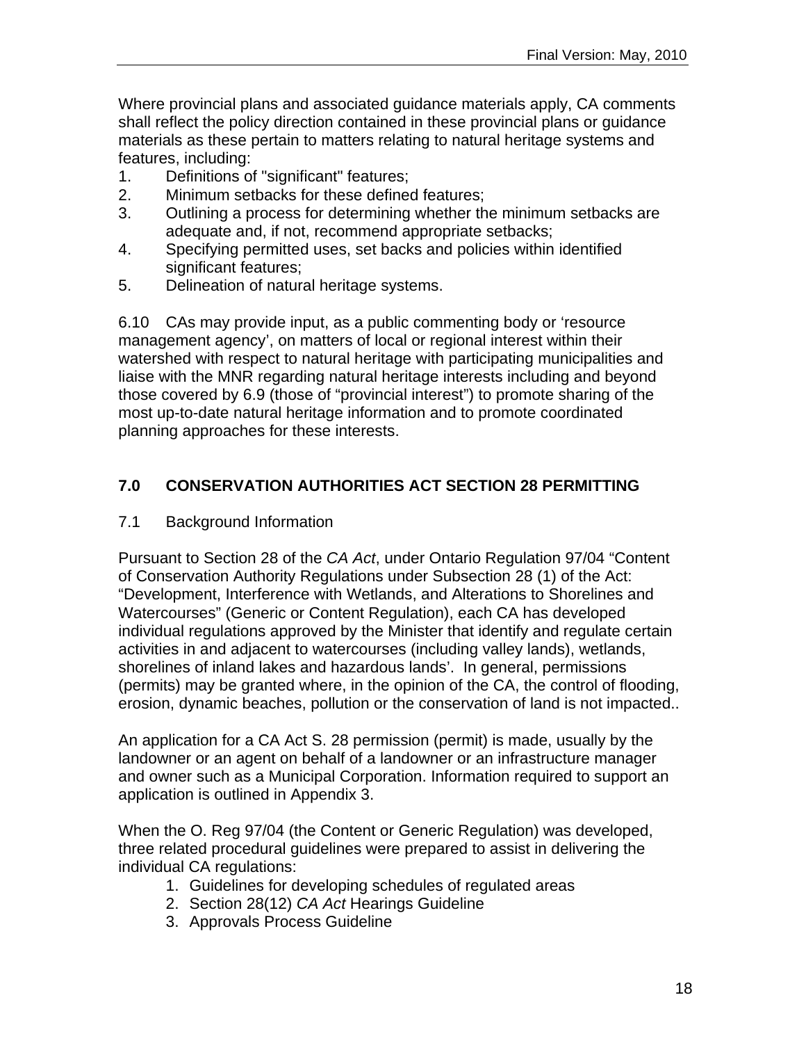Where provincial plans and associated guidance materials apply, CA comments shall reflect the policy direction contained in these provincial plans or guidance materials as these pertain to matters relating to natural heritage systems and features, including:

1. Definitions of "significant" features;
2. Minimum setbacks for these defined features;
3. Outlining a process for determining whether the minimum setbacks are adequate and, if not, recommend appropriate setbacks;
4. Specifying permitted uses, set backs and policies within identified significant features;
5. Delineation of natural heritage systems.

6.10 CAs may provide input, as a public commenting body or 'resource management agency', on matters of local or regional interest within their watershed with respect to natural heritage with participating municipalities and liaise with the MNR regarding natural heritage interests including and beyond those covered by 6.9 (those of "provincial interest") to promote sharing of the most up-to-date natural heritage information and to promote coordinated planning approaches for these interests.

## 7.0 CONSERVATION AUTHORITIES ACT SECTION 28 PERMITTING

### 7.1 Background Information

Pursuant to Section 28 of the *CA Act*, under Ontario Regulation 97/04 "Content of Conservation Authority Regulations under Subsection 28 (1) of the Act: "Development, Interference with Wetlands, and Alterations to Shorelines and Watercourses" (Generic or Content Regulation), each CA has developed individual regulations approved by the Minister that identify and regulate certain activities in and adjacent to watercourses (including valley lands), wetlands, shorelines of inland lakes and hazardous lands'. In general, permissions (permits) may be granted where, in the opinion of the CA, the control of flooding, erosion, dynamic beaches, pollution or the conservation of land is not impacted..

An application for a CA Act S. 28 permission (permit) is made, usually by the landowner or an agent on behalf of a landowner or an infrastructure manager and owner such as a Municipal Corporation. Information required to support an application is outlined in Appendix 3.

When the O. Reg 97/04 (the Content or Generic Regulation) was developed, three related procedural guidelines were prepared to assist in delivering the individual CA regulations:

1. Guidelines for developing schedules of regulated areas
2. Section 28(12) *CA Act* Hearings Guideline
3. Approvals Process Guideline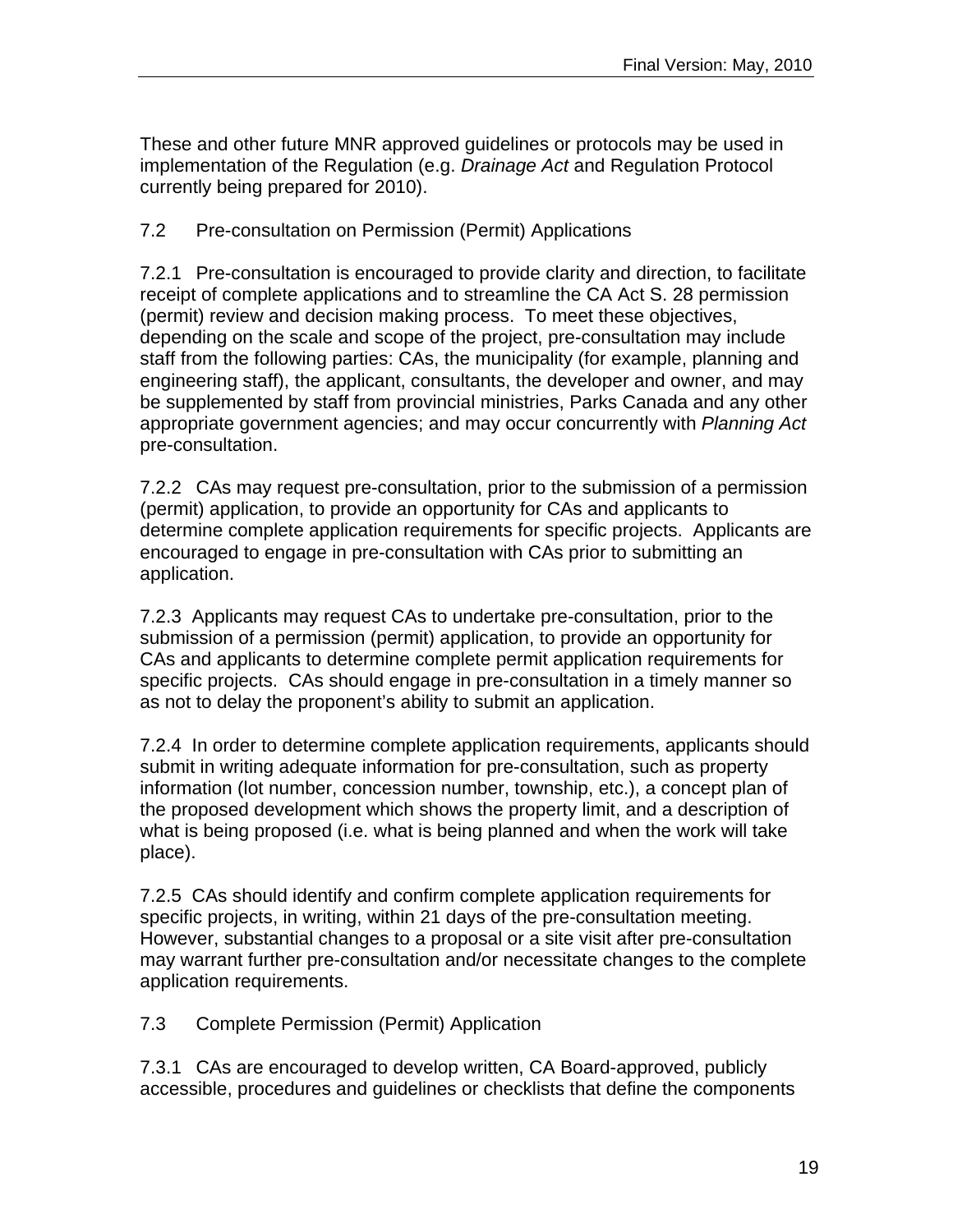These and other future MNR approved guidelines or protocols may be used in implementation of the Regulation (e.g. *Drainage Act* and Regulation Protocol currently being prepared for 2010).

## 7.2 Pre-consultation on Permission (Permit) Applications

7.2.1 Pre-consultation is encouraged to provide clarity and direction, to facilitate receipt of complete applications and to streamline the CA Act S. 28 permission (permit) review and decision making process. To meet these objectives, depending on the scale and scope of the project, pre-consultation may include staff from the following parties: CAs, the municipality (for example, planning and engineering staff), the applicant, consultants, the developer and owner, and may be supplemented by staff from provincial ministries, Parks Canada and any other appropriate government agencies; and may occur concurrently with *Planning Act* pre-consultation.

7.2.2 CAs may request pre-consultation, prior to the submission of a permission (permit) application, to provide an opportunity for CAs and applicants to determine complete application requirements for specific projects. Applicants are encouraged to engage in pre-consultation with CAs prior to submitting an application.

7.2.3 Applicants may request CAs to undertake pre-consultation, prior to the submission of a permission (permit) application, to provide an opportunity for CAs and applicants to determine complete permit application requirements for specific projects. CAs should engage in pre-consultation in a timely manner so as not to delay the proponent's ability to submit an application.

7.2.4 In order to determine complete application requirements, applicants should submit in writing adequate information for pre-consultation, such as property information (lot number, concession number, township, etc.), a concept plan of the proposed development which shows the property limit, and a description of what is being proposed (i.e. what is being planned and when the work will take place).

7.2.5 CAs should identify and confirm complete application requirements for specific projects, in writing, within 21 days of the pre-consultation meeting. However, substantial changes to a proposal or a site visit after pre-consultation may warrant further pre-consultation and/or necessitate changes to the complete application requirements.

## 7.3 Complete Permission (Permit) Application

7.3.1 CAs are encouraged to develop written, CA Board-approved, publicly accessible, procedures and guidelines or checklists that define the components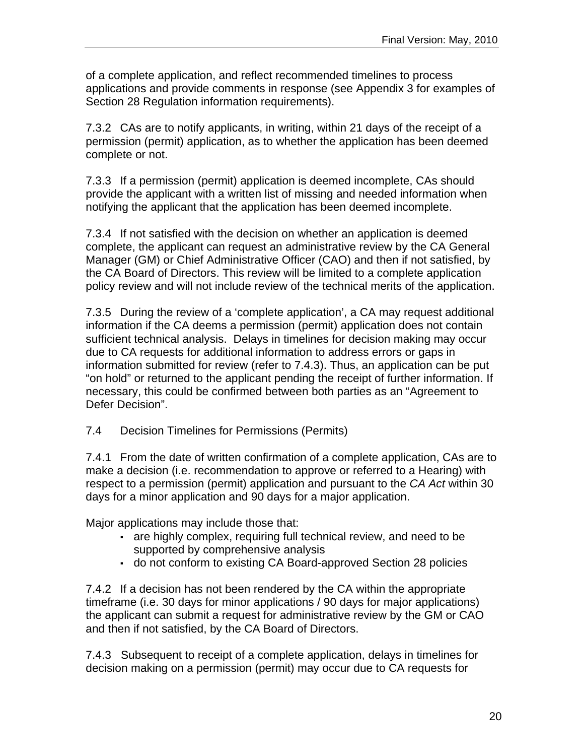of a complete application, and reflect recommended timelines to process applications and provide comments in response (see Appendix 3 for examples of Section 28 Regulation information requirements).

7.3.2 CAs are to notify applicants, in writing, within 21 days of the receipt of a permission (permit) application, as to whether the application has been deemed complete or not.

7.3.3 If a permission (permit) application is deemed incomplete, CAs should provide the applicant with a written list of missing and needed information when notifying the applicant that the application has been deemed incomplete.

7.3.4 If not satisfied with the decision on whether an application is deemed complete, the applicant can request an administrative review by the CA General Manager (GM) or Chief Administrative Officer (CAO) and then if not satisfied, by the CA Board of Directors. This review will be limited to a complete application policy review and will not include review of the technical merits of the application.

7.3.5 During the review of a 'complete application', a CA may request additional information if the CA deems a permission (permit) application does not contain sufficient technical analysis. Delays in timelines for decision making may occur due to CA requests for additional information to address errors or gaps in information submitted for review (refer to 7.4.3). Thus, an application can be put "on hold" or returned to the applicant pending the receipt of further information. If necessary, this could be confirmed between both parties as an "Agreement to Defer Decision".

## 7.4 Decision Timelines for Permissions (Permits)

7.4.1 From the date of written confirmation of a complete application, CAs are to make a decision (i.e. recommendation to approve or referred to a Hearing) with respect to a permission (permit) application and pursuant to the *CA Act* within 30 days for a minor application and 90 days for a major application.

Major applications may include those that:

- are highly complex, requiring full technical review, and need to be supported by comprehensive analysis
- do not conform to existing CA Board-approved Section 28 policies

7.4.2 If a decision has not been rendered by the CA within the appropriate timeframe (i.e. 30 days for minor applications / 90 days for major applications) the applicant can submit a request for administrative review by the GM or CAO and then if not satisfied, by the CA Board of Directors.

7.4.3 Subsequent to receipt of a complete application, delays in timelines for decision making on a permission (permit) may occur due to CA requests for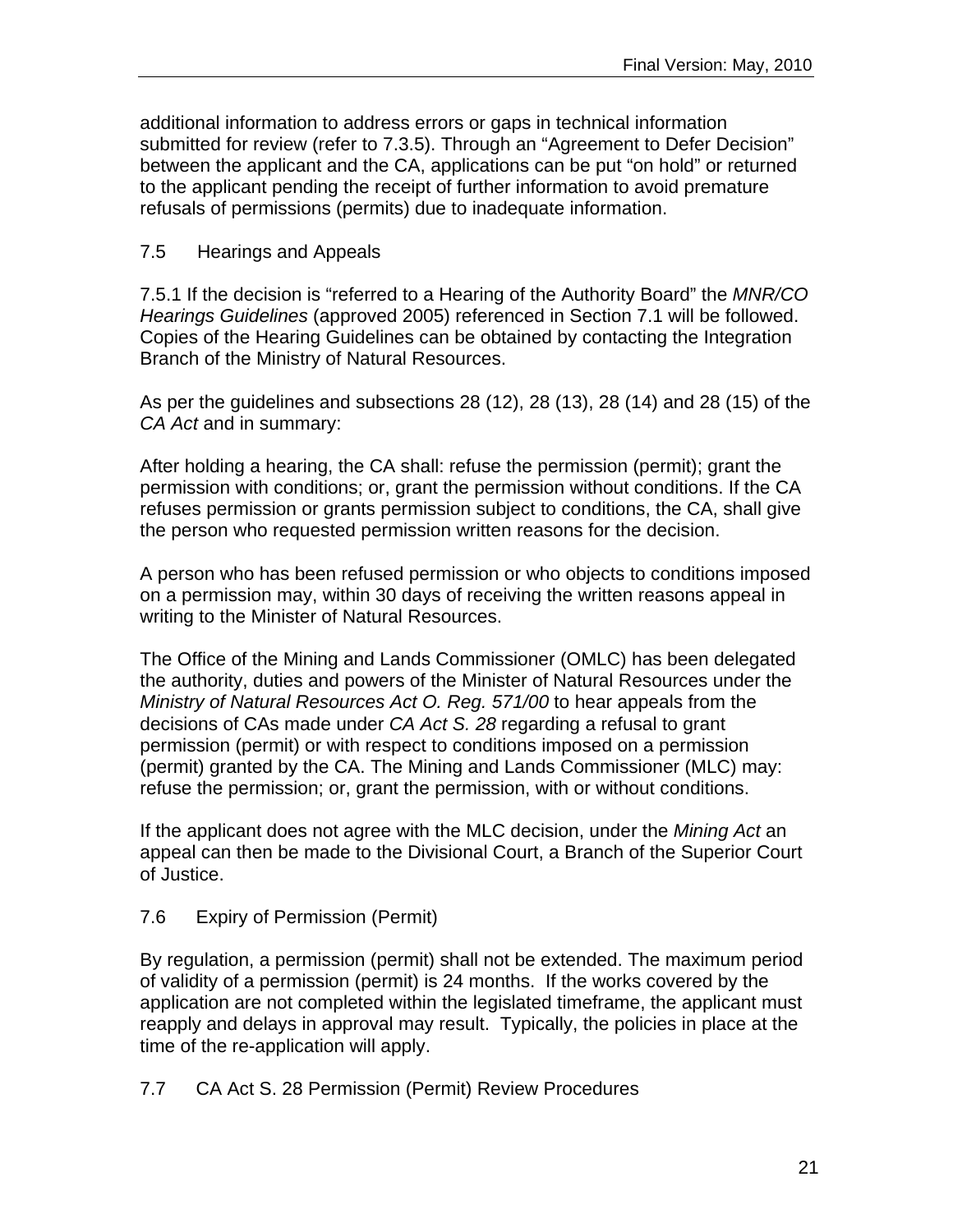additional information to address errors or gaps in technical information submitted for review (refer to 7.3.5). Through an "Agreement to Defer Decision" between the applicant and the CA, applications can be put "on hold" or returned to the applicant pending the receipt of further information to avoid premature refusals of permissions (permits) due to inadequate information.

## 7.5 Hearings and Appeals

7.5.1 If the decision is "referred to a Hearing of the Authority Board" the *MNR/CO Hearings Guidelines* (approved 2005) referenced in Section 7.1 will be followed. Copies of the Hearing Guidelines can be obtained by contacting the Integration Branch of the Ministry of Natural Resources.

As per the guidelines and subsections 28 (12), 28 (13), 28 (14) and 28 (15) of the *CA Act* and in summary:

After holding a hearing, the CA shall: refuse the permission (permit); grant the permission with conditions; or, grant the permission without conditions. If the CA refuses permission or grants permission subject to conditions, the CA, shall give the person who requested permission written reasons for the decision.

A person who has been refused permission or who objects to conditions imposed on a permission may, within 30 days of receiving the written reasons appeal in writing to the Minister of Natural Resources.

The Office of the Mining and Lands Commissioner (OMLC) has been delegated the authority, duties and powers of the Minister of Natural Resources under the *Ministry of Natural Resources Act O. Reg. 571/00* to hear appeals from the decisions of CAs made under *CA Act S. 28* regarding a refusal to grant permission (permit) or with respect to conditions imposed on a permission (permit) granted by the CA. The Mining and Lands Commissioner (MLC) may: refuse the permission; or, grant the permission, with or without conditions.

If the applicant does not agree with the MLC decision, under the *Mining Act* an appeal can then be made to the Divisional Court, a Branch of the Superior Court of Justice.

## 7.6 Expiry of Permission (Permit)

By regulation, a permission (permit) shall not be extended. The maximum period of validity of a permission (permit) is 24 months. If the works covered by the application are not completed within the legislated timeframe, the applicant must reapply and delays in approval may result. Typically, the policies in place at the time of the re-application will apply.

## 7.7 CA Act S. 28 Permission (Permit) Review Procedures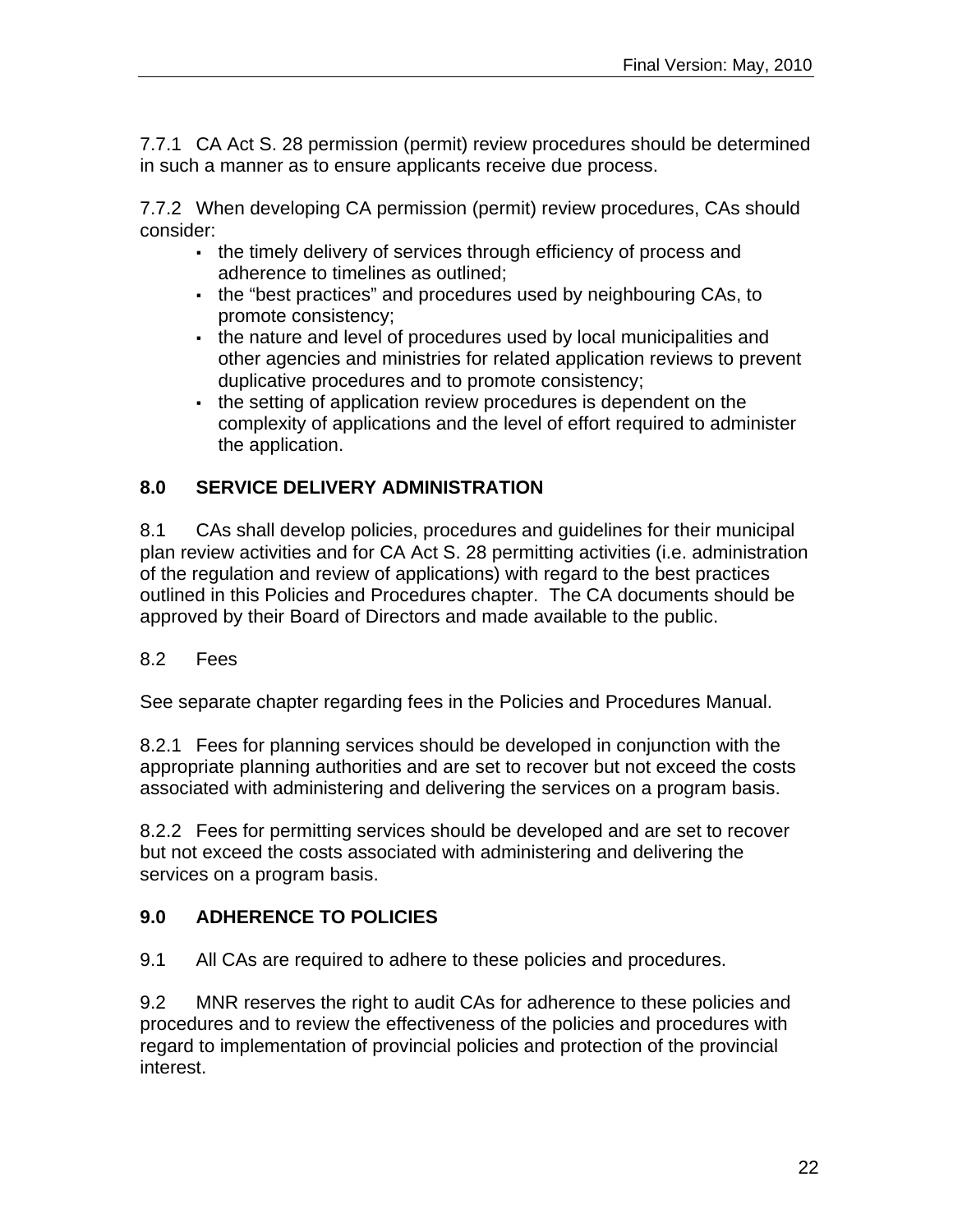7.7.1 CA Act S. 28 permission (permit) review procedures should be determined in such a manner as to ensure applicants receive due process.

7.7.2 When developing CA permission (permit) review procedures, CAs should consider:

- the timely delivery of services through efficiency of process and adherence to timelines as outlined;
- the “best practices” and procedures used by neighbouring CAs, to promote consistency;
- the nature and level of procedures used by local municipalities and other agencies and ministries for related application reviews to prevent duplicative procedures and to promote consistency;
- the setting of application review procedures is dependent on the complexity of applications and the level of effort required to administer the application.

## 8.0 SERVICE DELIVERY ADMINISTRATION

8.1 CAs shall develop policies, procedures and guidelines for their municipal plan review activities and for CA Act S. 28 permitting activities (i.e. administration of the regulation and review of applications) with regard to the best practices outlined in this Policies and Procedures chapter. The CA documents should be approved by their Board of Directors and made available to the public.

8.2 Fees

See separate chapter regarding fees in the Policies and Procedures Manual.

8.2.1 Fees for planning services should be developed in conjunction with the appropriate planning authorities and are set to recover but not exceed the costs associated with administering and delivering the services on a program basis.

8.2.2 Fees for permitting services should be developed and are set to recover but not exceed the costs associated with administering and delivering the services on a program basis.

## 9.0 ADHERENCE TO POLICIES

9.1 All CAs are required to adhere to these policies and procedures.

9.2 MNR reserves the right to audit CAs for adherence to these policies and procedures and to review the effectiveness of the policies and procedures with regard to implementation of provincial policies and protection of the provincial interest.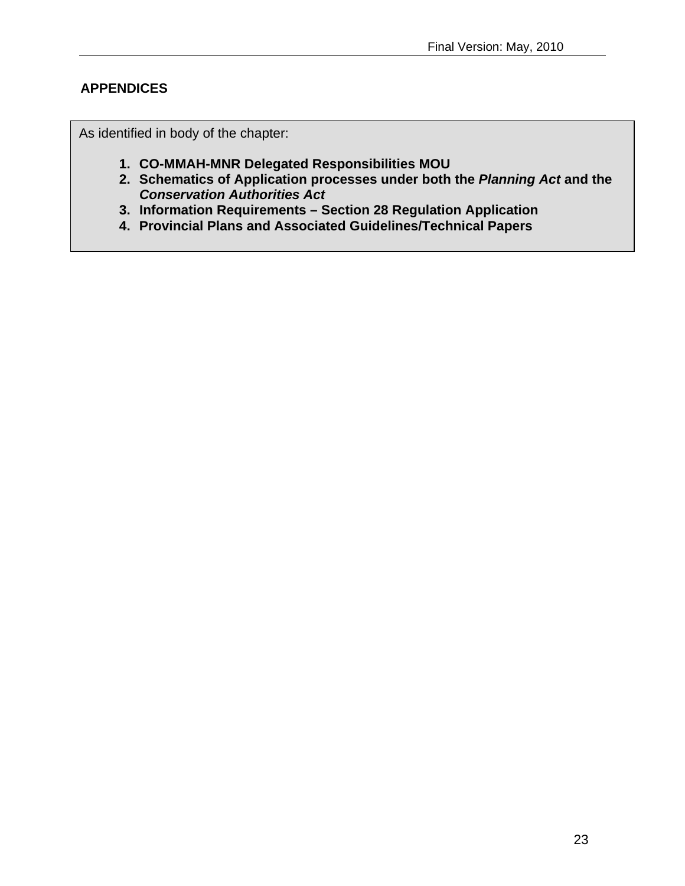## APPENDICES

As identified in body of the chapter:

1. **CO-MMAH-MNR Delegated Responsibilities MOU**
2. **Schematics of Application processes under both the *Planning Act* and the *Conservation Authorities Act***
3. **Information Requirements – Section 28 Regulation Application**
4. **Provincial Plans and Associated Guidelines/Technical Papers**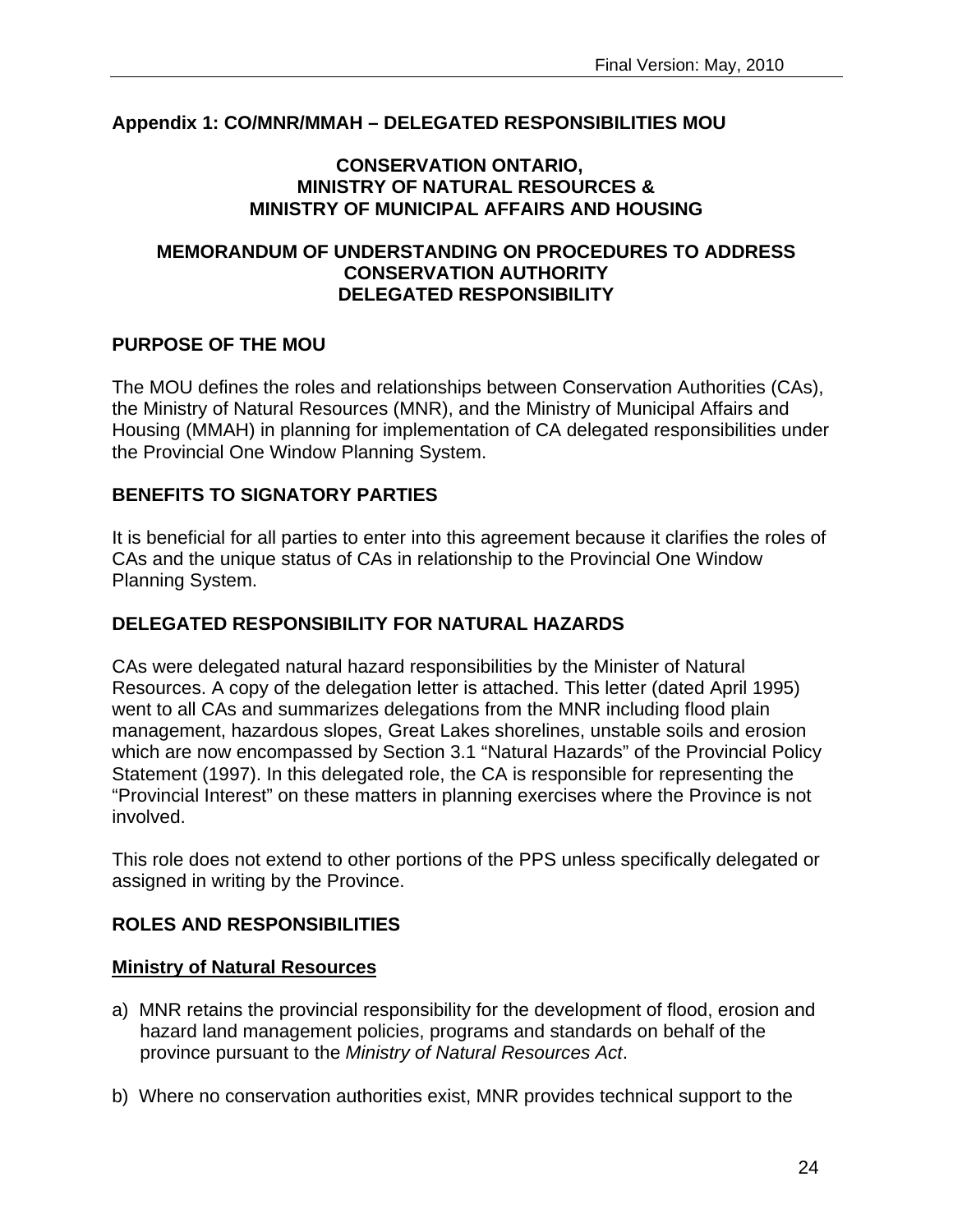## Appendix 1: CO/MNR/MMAH – DELEGATED RESPONSIBILITIES MOU

**CONSERVATION ONTARIO,**
**MINISTRY OF NATURAL RESOURCES &**
**MINISTRY OF MUNICIPAL AFFAIRS AND HOUSING**

**MEMORANDUM OF UNDERSTANDING ON PROCEDURES TO ADDRESS CONSERVATION AUTHORITY DELEGATED RESPONSIBILITY**

### PURPOSE OF THE MOU

The MOU defines the roles and relationships between Conservation Authorities (CAs), the Ministry of Natural Resources (MNR), and the Ministry of Municipal Affairs and Housing (MMAH) in planning for implementation of CA delegated responsibilities under the Provincial One Window Planning System.

### BENEFITS TO SIGNATORY PARTIES

It is beneficial for all parties to enter into this agreement because it clarifies the roles of CAs and the unique status of CAs in relationship to the Provincial One Window Planning System.

### DELEGATED RESPONSIBILITY FOR NATURAL HAZARDS

CAs were delegated natural hazard responsibilities by the Minister of Natural Resources. A copy of the delegation letter is attached. This letter (dated April 1995) went to all CAs and summarizes delegations from the MNR including flood plain management, hazardous slopes, Great Lakes shorelines, unstable soils and erosion which are now encompassed by Section 3.1 "Natural Hazards" of the Provincial Policy Statement (1997). In this delegated role, the CA is responsible for representing the "Provincial Interest" on these matters in planning exercises where the Province is not involved.

This role does not extend to other portions of the PPS unless specifically delegated or assigned in writing by the Province.

### ROLES AND RESPONSIBILITIES

**Ministry of Natural Resources**

a) MNR retains the provincial responsibility for the development of flood, erosion and hazard land management policies, programs and standards on behalf of the province pursuant to the *Ministry of Natural Resources Act*.

b) Where no conservation authorities exist, MNR provides technical support to the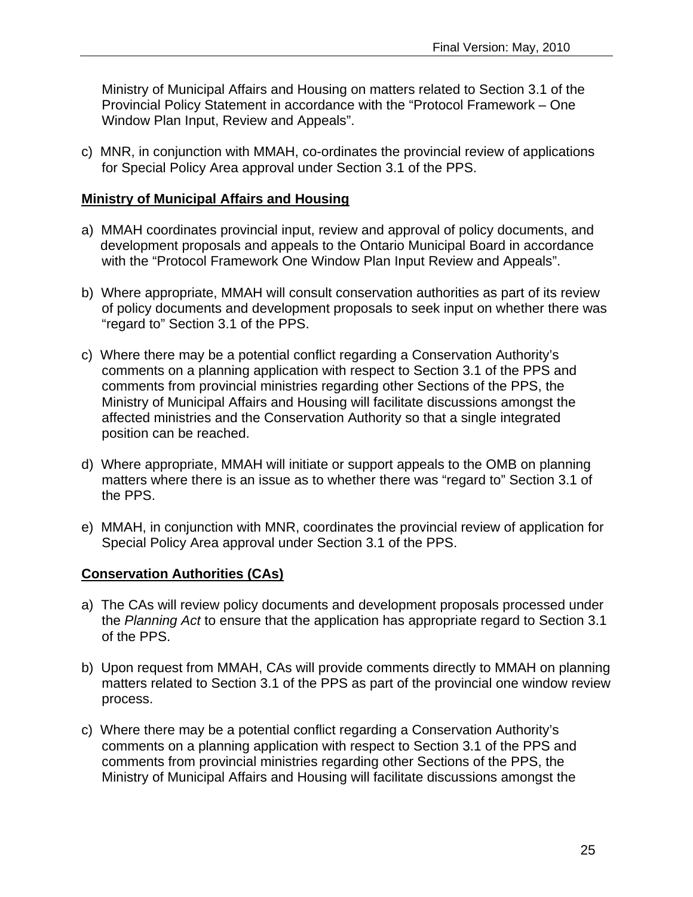Ministry of Municipal Affairs and Housing on matters related to Section 3.1 of the Provincial Policy Statement in accordance with the "Protocol Framework – One Window Plan Input, Review and Appeals".

c) MNR, in conjunction with MMAH, co-ordinates the provincial review of applications for Special Policy Area approval under Section 3.1 of the PPS.

**Ministry of Municipal Affairs and Housing**

a) MMAH coordinates provincial input, review and approval of policy documents, and development proposals and appeals to the Ontario Municipal Board in accordance with the "Protocol Framework One Window Plan Input Review and Appeals".

b) Where appropriate, MMAH will consult conservation authorities as part of its review of policy documents and development proposals to seek input on whether there was "regard to" Section 3.1 of the PPS.

c) Where there may be a potential conflict regarding a Conservation Authority's comments on a planning application with respect to Section 3.1 of the PPS and comments from provincial ministries regarding other Sections of the PPS, the Ministry of Municipal Affairs and Housing will facilitate discussions amongst the affected ministries and the Conservation Authority so that a single integrated position can be reached.

d) Where appropriate, MMAH will initiate or support appeals to the OMB on planning matters where there is an issue as to whether there was "regard to" Section 3.1 of the PPS.

e) MMAH, in conjunction with MNR, coordinates the provincial review of application for Special Policy Area approval under Section 3.1 of the PPS.

**Conservation Authorities (CAs)**

a) The CAs will review policy documents and development proposals processed under the *Planning Act* to ensure that the application has appropriate regard to Section 3.1 of the PPS.

b) Upon request from MMAH, CAs will provide comments directly to MMAH on planning matters related to Section 3.1 of the PPS as part of the provincial one window review process.

c) Where there may be a potential conflict regarding a Conservation Authority's comments on a planning application with respect to Section 3.1 of the PPS and comments from provincial ministries regarding other Sections of the PPS, the Ministry of Municipal Affairs and Housing will facilitate discussions amongst the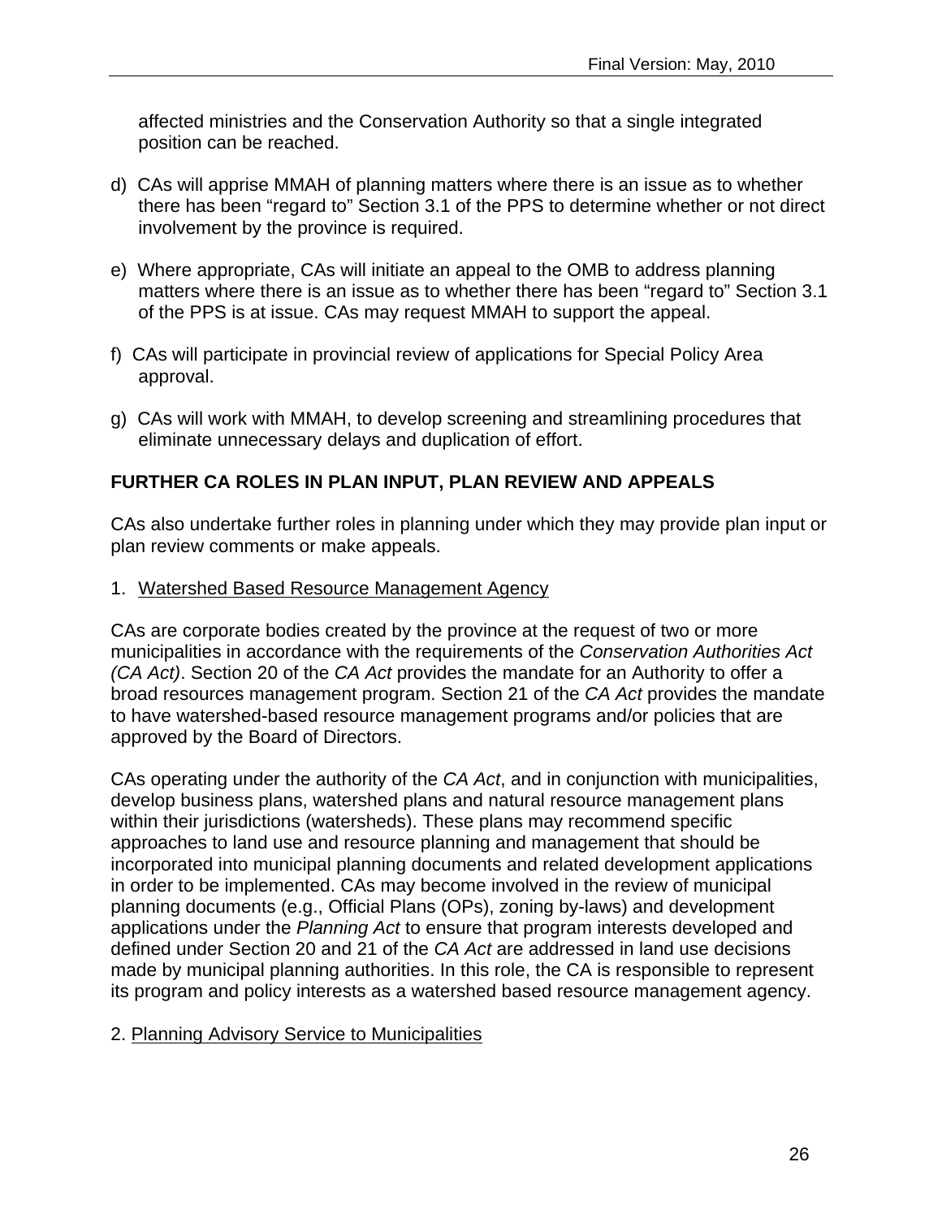affected ministries and the Conservation Authority so that a single integrated position can be reached.

d) CAs will apprise MMAH of planning matters where there is an issue as to whether there has been "regard to" Section 3.1 of the PPS to determine whether or not direct involvement by the province is required.

e) Where appropriate, CAs will initiate an appeal to the OMB to address planning matters where there is an issue as to whether there has been "regard to" Section 3.1 of the PPS is at issue. CAs may request MMAH to support the appeal.

f) CAs will participate in provincial review of applications for Special Policy Area approval.

g) CAs will work with MMAH, to develop screening and streamlining procedures that eliminate unnecessary delays and duplication of effort.

## FURTHER CA ROLES IN PLAN INPUT, PLAN REVIEW AND APPEALS

CAs also undertake further roles in planning under which they may provide plan input or plan review comments or make appeals.

1. Watershed Based Resource Management Agency

CAs are corporate bodies created by the province at the request of two or more municipalities in accordance with the requirements of the *Conservation Authorities Act (CA Act)*. Section 20 of the *CA Act* provides the mandate for an Authority to offer a broad resources management program. Section 21 of the *CA Act* provides the mandate to have watershed-based resource management programs and/or policies that are approved by the Board of Directors.

CAs operating under the authority of the *CA Act*, and in conjunction with municipalities, develop business plans, watershed plans and natural resource management plans within their jurisdictions (watersheds). These plans may recommend specific approaches to land use and resource planning and management that should be incorporated into municipal planning documents and related development applications in order to be implemented. CAs may become involved in the review of municipal planning documents (e.g., Official Plans (OPs), zoning by-laws) and development applications under the *Planning Act* to ensure that program interests developed and defined under Section 20 and 21 of the *CA Act* are addressed in land use decisions made by municipal planning authorities. In this role, the CA is responsible to represent its program and policy interests as a watershed based resource management agency.

2. Planning Advisory Service to Municipalities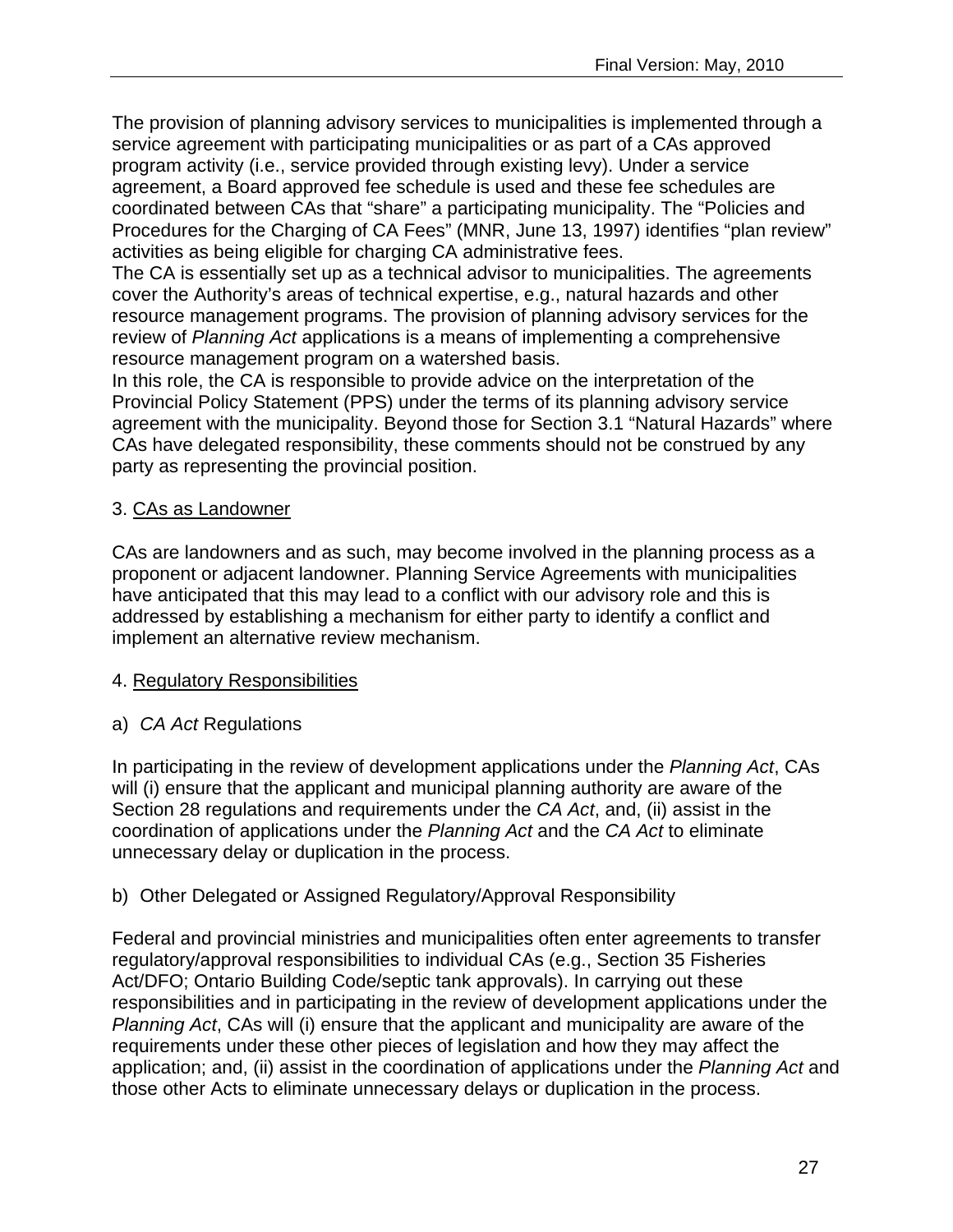The provision of planning advisory services to municipalities is implemented through a service agreement with participating municipalities or as part of a CAs approved program activity (i.e., service provided through existing levy). Under a service agreement, a Board approved fee schedule is used and these fee schedules are coordinated between CAs that "share" a participating municipality. The "Policies and Procedures for the Charging of CA Fees" (MNR, June 13, 1997) identifies "plan review" activities as being eligible for charging CA administrative fees.

The CA is essentially set up as a technical advisor to municipalities. The agreements cover the Authority's areas of technical expertise, e.g., natural hazards and other resource management programs. The provision of planning advisory services for the review of *Planning Act* applications is a means of implementing a comprehensive resource management program on a watershed basis.

In this role, the CA is responsible to provide advice on the interpretation of the Provincial Policy Statement (PPS) under the terms of its planning advisory service agreement with the municipality. Beyond those for Section 3.1 "Natural Hazards" where CAs have delegated responsibility, these comments should not be construed by any party as representing the provincial position.

3. <u>CAs as Landowner</u>

CAs are landowners and as such, may become involved in the planning process as a proponent or adjacent landowner. Planning Service Agreements with municipalities have anticipated that this may lead to a conflict with our advisory role and this is addressed by establishing a mechanism for either party to identify a conflict and implement an alternative review mechanism.

4. <u>Regulatory Responsibilities</u>

a) *CA Act* Regulations

In participating in the review of development applications under the *Planning Act*, CAs will (i) ensure that the applicant and municipal planning authority are aware of the Section 28 regulations and requirements under the *CA Act*, and, (ii) assist in the coordination of applications under the *Planning Act* and the *CA Act* to eliminate unnecessary delay or duplication in the process.

b) Other Delegated or Assigned Regulatory/Approval Responsibility

Federal and provincial ministries and municipalities often enter agreements to transfer regulatory/approval responsibilities to individual CAs (e.g., Section 35 Fisheries Act/DFO; Ontario Building Code/septic tank approvals). In carrying out these responsibilities and in participating in the review of development applications under the *Planning Act*, CAs will (i) ensure that the applicant and municipality are aware of the requirements under these other pieces of legislation and how they may affect the application; and, (ii) assist in the coordination of applications under the *Planning Act* and those other Acts to eliminate unnecessary delays or duplication in the process.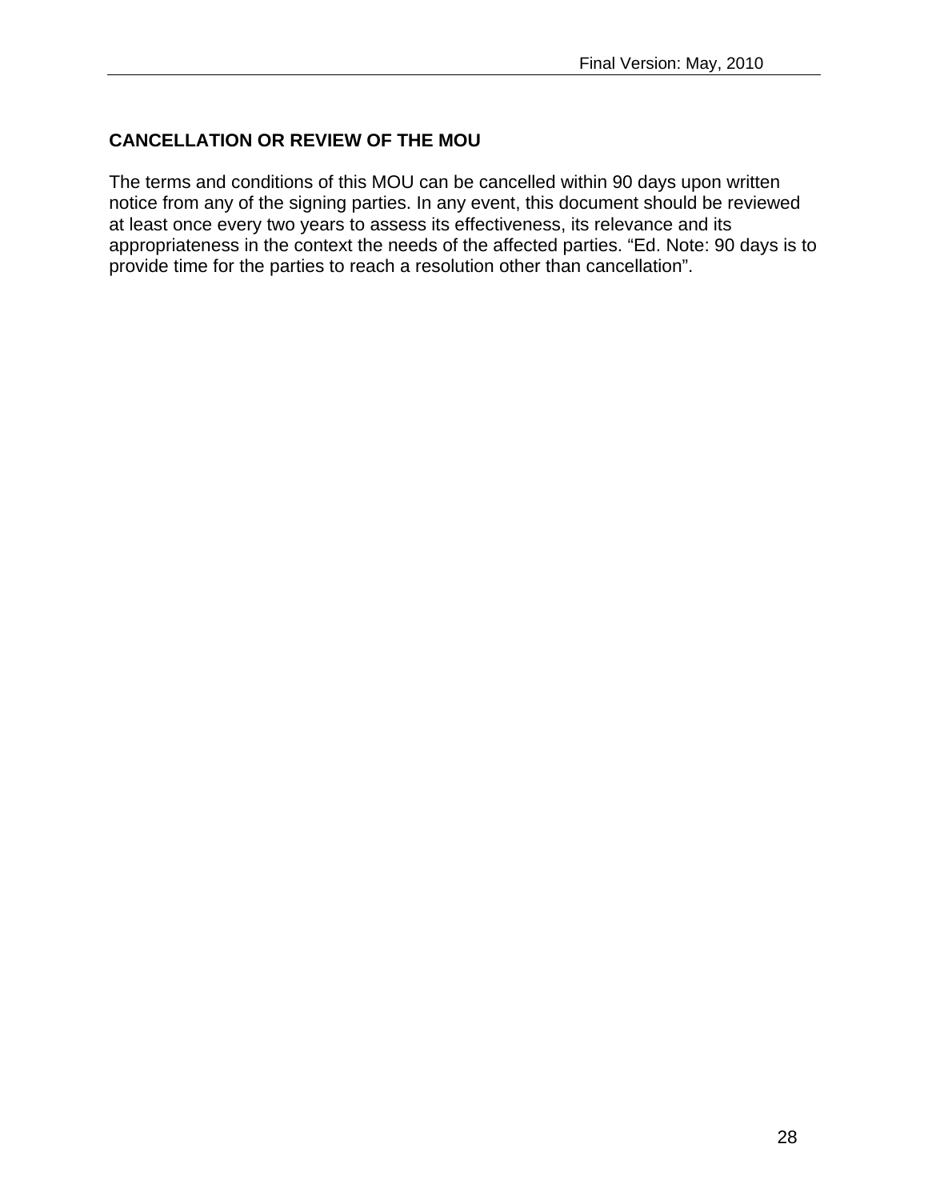## CANCELLATION OR REVIEW OF THE MOU

The terms and conditions of this MOU can be cancelled within 90 days upon written notice from any of the signing parties. In any event, this document should be reviewed at least once every two years to assess its effectiveness, its relevance and its appropriateness in the context the needs of the affected parties. "Ed. Note: 90 days is to provide time for the parties to reach a resolution other than cancellation".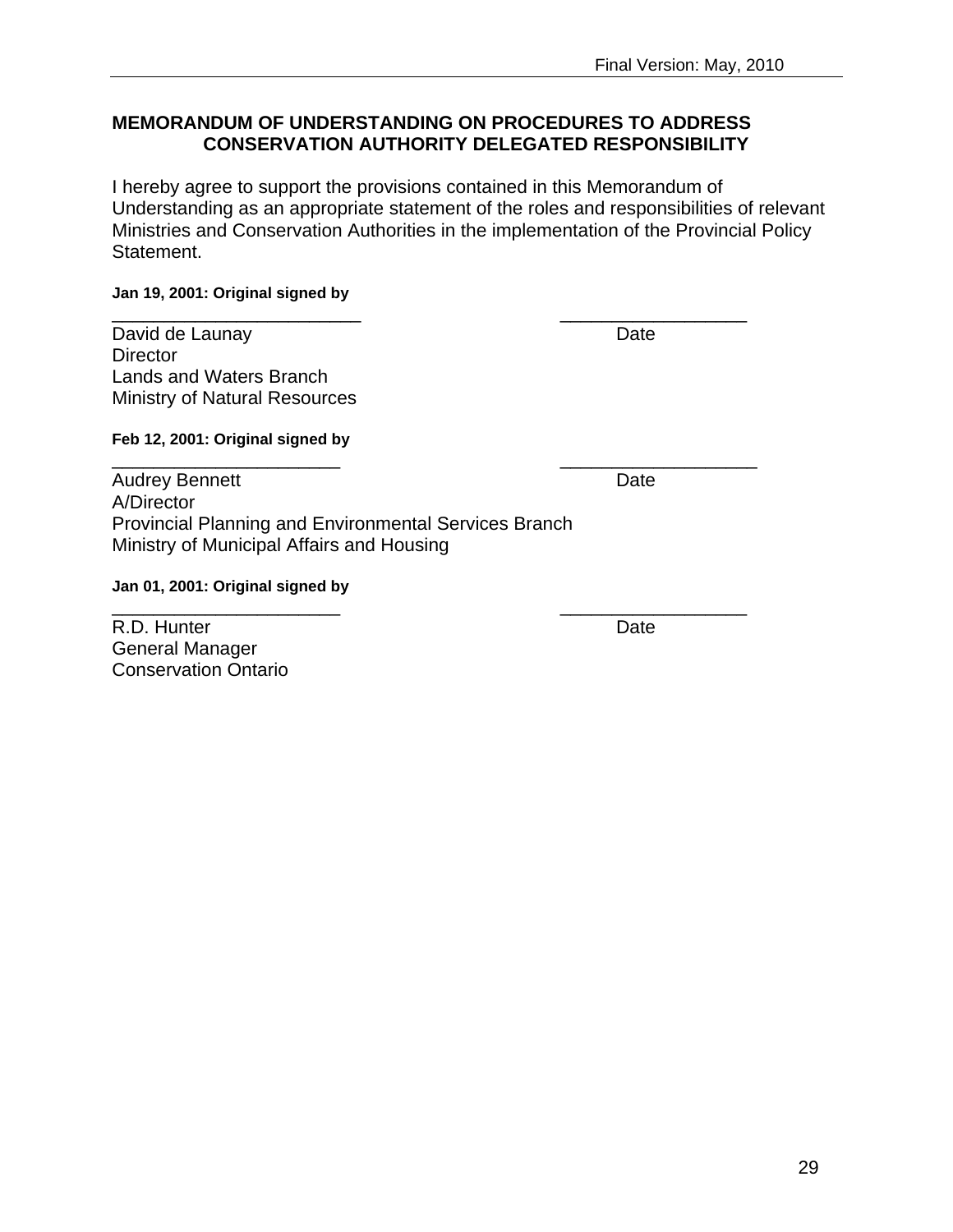## MEMORANDUM OF UNDERSTANDING ON PROCEDURES TO ADDRESS CONSERVATION AUTHORITY DELEGATED RESPONSIBILITY

I hereby agree to support the provisions contained in this Memorandum of Understanding as an appropriate statement of the roles and responsibilities of relevant Ministries and Conservation Authorities in the implementation of the Provincial Policy Statement.

**Jan 19, 2001: Original signed by**

_________________________ __________________

David de Launay Date
Director
Lands and Waters Branch
Ministry of Natural Resources

**Feb 12, 2001: Original signed by**

_______________________ ___________________

Audrey Bennett Date
A/Director
Provincial Planning and Environmental Services Branch
Ministry of Municipal Affairs and Housing

**Jan 01, 2001: Original signed by**

_______________________ __________________

R.D. Hunter Date
General Manager
Conservation Ontario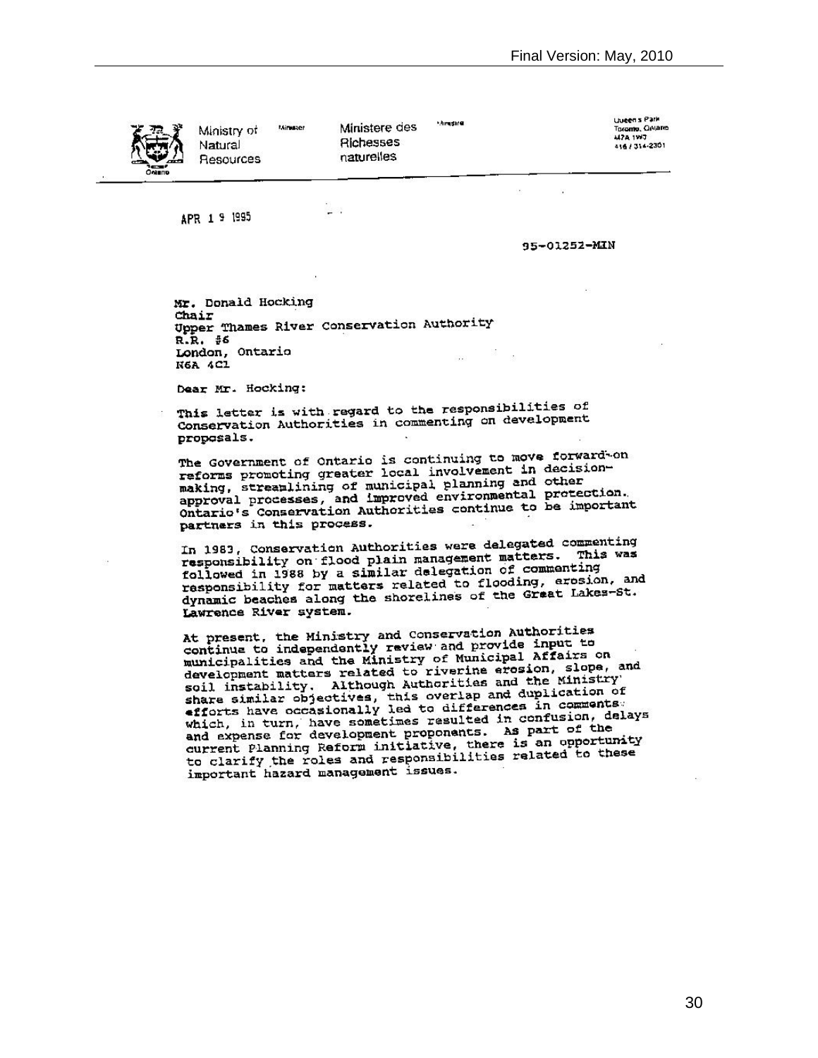Ministry of Natural Resources | Minister | Ministere des Richesses naturelles | Ministre

Queen's Park
Toronto, Ontario
M7A 1W3
416 / 314-2301

APR 1 9 1995

95-01252-MIN

Mr. Donald Hocking
Chair
Upper Thames River Conservation Authority
R.R. #6
London, Ontario
N6A 4C1

Dear Mr. Hocking:

This letter is with regard to the responsibilities of Conservation Authorities in commenting on development proposals.

The Government of Ontario is continuing to move forward on reforms promoting greater local involvement in decision-making, streamlining of municipal planning and other approval processes, and improved environmental protection. Ontario's Conservation Authorities continue to be important partners in this process.

In 1983, Conservation Authorities were delegated commenting responsibility on flood plain management matters. This was followed in 1988 by a similar delegation of commenting responsibility for matters related to flooding, erosion, and dynamic beaches along the shorelines of the Great Lakes-St. Lawrence River system.

At present, the Ministry and Conservation Authorities continue to independently review and provide input to municipalities and the Ministry of Municipal Affairs on development matters related to riverine erosion, slope, and soil instability. Although Authorities and the Ministry share similar objectives, this overlap and duplication of efforts have occasionally led to differences in comments which, in turn, have sometimes resulted in confusion, delays and expense for development proponents. As part of the current Planning Reform initiative, there is an opportunity to clarify the roles and responsibilities related to these important hazard management issues.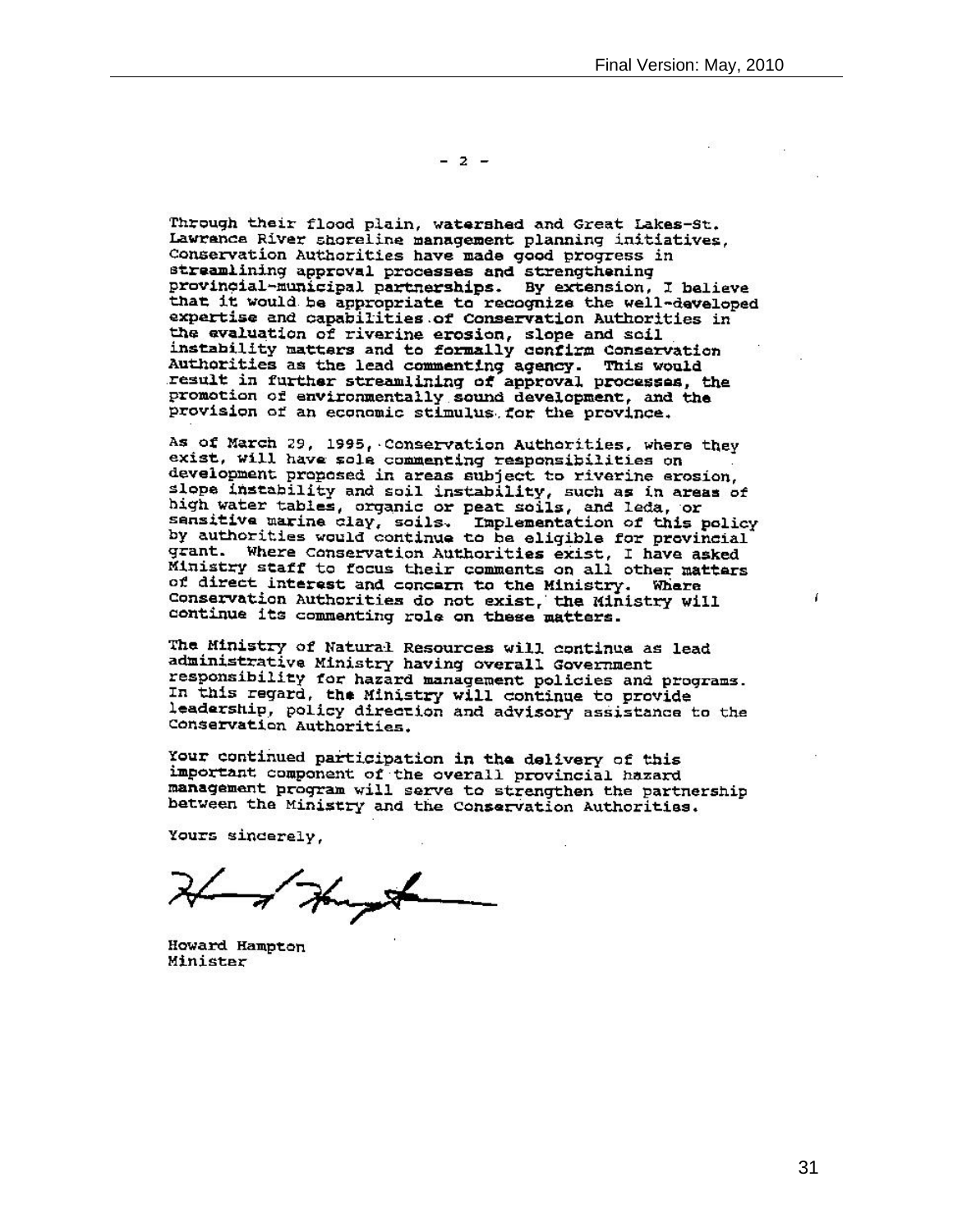\- 2 -

Through their flood plain, watershed and Great Lakes-St. Lawrence River shoreline management planning initiatives, Conservation Authorities have made good progress in streamlining approval processes and strengthening provincial-municipal partnerships. By extension, I believe that it would be appropriate to recognize the well-developed expertise and capabilities of Conservation Authorities in the evaluation of riverine erosion, slope and soil instability matters and to formally confirm Conservation Authorities as the lead commenting agency. This would result in further streamlining of approval processes, the promotion of environmentally sound development, and the provision of an economic stimulus for the province.

As of March 29, 1995, Conservation Authorities, where they exist, will have sole commenting responsibilities on development proposed in areas subject to riverine erosion, slope instability and soil instability, such as in areas of high water tables, organic or peat soils, and leda, or sensitive marine clay, soils. Implementation of this policy by authorities would continue to be eligible for provincial grant. Where Conservation Authorities exist, I have asked Ministry staff to focus their comments on all other matters of direct interest and concern to the Ministry. Where Conservation Authorities do not exist, the Ministry will continue its commenting role on these matters.

The Ministry of Natural Resources will continue as lead administrative Ministry having overall Government responsibility for hazard management policies and programs. In this regard, the Ministry will continue to provide leadership, policy direction and advisory assistance to the Conservation Authorities.

Your continued participation in the delivery of this important component of the overall provincial hazard management program will serve to strengthen the partnership between the Ministry and the Conservation Authorities.

Yours sincerely,

Howard Hampton
Minister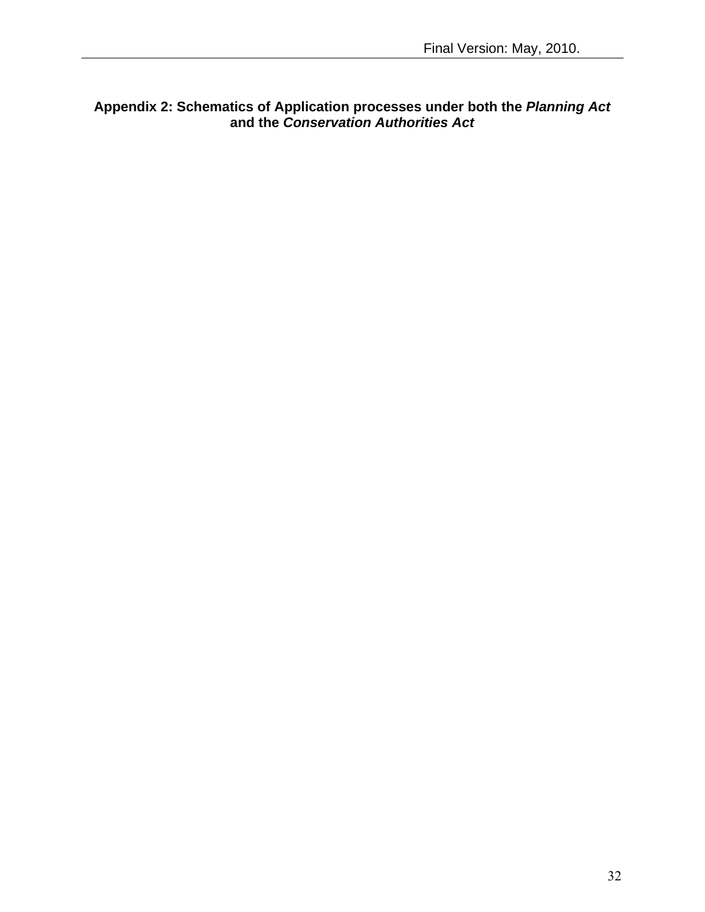**Appendix 2: Schematics of Application processes under both the *Planning Act* and the *Conservation Authorities Act***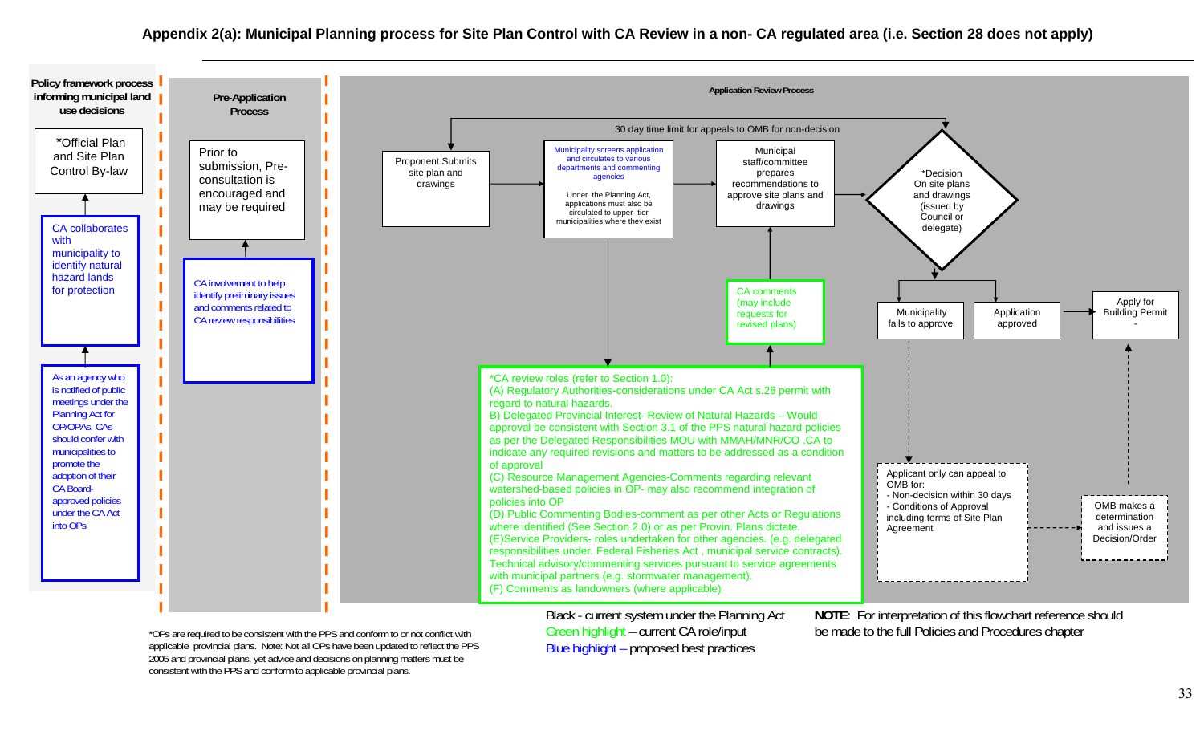# Appendix 2(a): Municipal Planning process for Site Plan Control with CA Review in a non- CA regulated area (i.e. Section 28 does not apply)

## Policy framework process informing municipal land use decisions

*Official Plan and Site Plan Control By-law

CA collaborates with municipality to identify natural hazard lands for protection

As an agency who is notified of public meetings under the Planning Act for OP/OPAs, CAs should confer with municipalities to promote the adoption of their CA Board-approved policies under the CA Act into OPs

## Pre-Application Process

Prior to submission, Pre-consultation is encouraged and may be required

CA involvement to help identify preliminary issues and comments related to CA review responsibilities

## Application Review Process

30 day time limit for appeals to OMB for non-decision

Proponent Submits site plan and drawings

Municipality screens application and circulates to various departments and commenting agencies

Under the Planning Act, applications must also be circulated to upper- tier municipalities where they exist

Municipal staff/committee prepares recommendations to approve site plans and drawings

*Decision On site plans and drawings (issued by Council or delegate)

CA comments (may include requests for revised plans)

*CA review roles (refer to Section 1.0):
(A) Regulatory Authorities-considerations under CA Act s.28 permit with regard to natural hazards.
B) Delegated Provincial Interest- Review of Natural Hazards – Would approval be consistent with Section 3.1 of the PPS natural hazard policies as per the Delegated Responsibilities MOU with MMAH/MNR/CO .CA to indicate any required revisions and matters to be addressed as a condition of approval
(C) Resource Management Agencies-Comments regarding relevant watershed-based policies in OP- may also recommend integration of policies into OP
(D) Public Commenting Bodies-comment as per other Acts or Regulations where identified (See Section 2.0) or as per Provin. Plans dictate.
(E)Service Providers- roles undertaken for other agencies. (e.g. delegated responsibilities under. Federal Fisheries Act , municipal service contracts). Technical advisory/commenting services pursuant to service agreements with municipal partners (e.g. stormwater management).
(F) Comments as landowners (where applicable)

Municipality fails to approve

Application approved

Apply for Building Permit -

Applicant only can appeal to OMB for:
- Non-decision within 30 days
- Conditions of Approval including terms of Site Plan Agreement

OMB makes a determination and issues a Decision/Order

---

*OPs are required to be consistent with the PPS and conform to or not conflict with applicable provincial plans. Note: Not all OPs have been updated to reflect the PPS 2005 and provincial plans, yet advice and decisions on planning matters must be consistent with the PPS and conform to applicable provincial plans.

Black - current system under the Planning Act
Green highlight – current CA role/input
Blue highlight – proposed best practices

**NOTE**: For interpretation of this flowchart reference should be made to the full Policies and Procedures chapter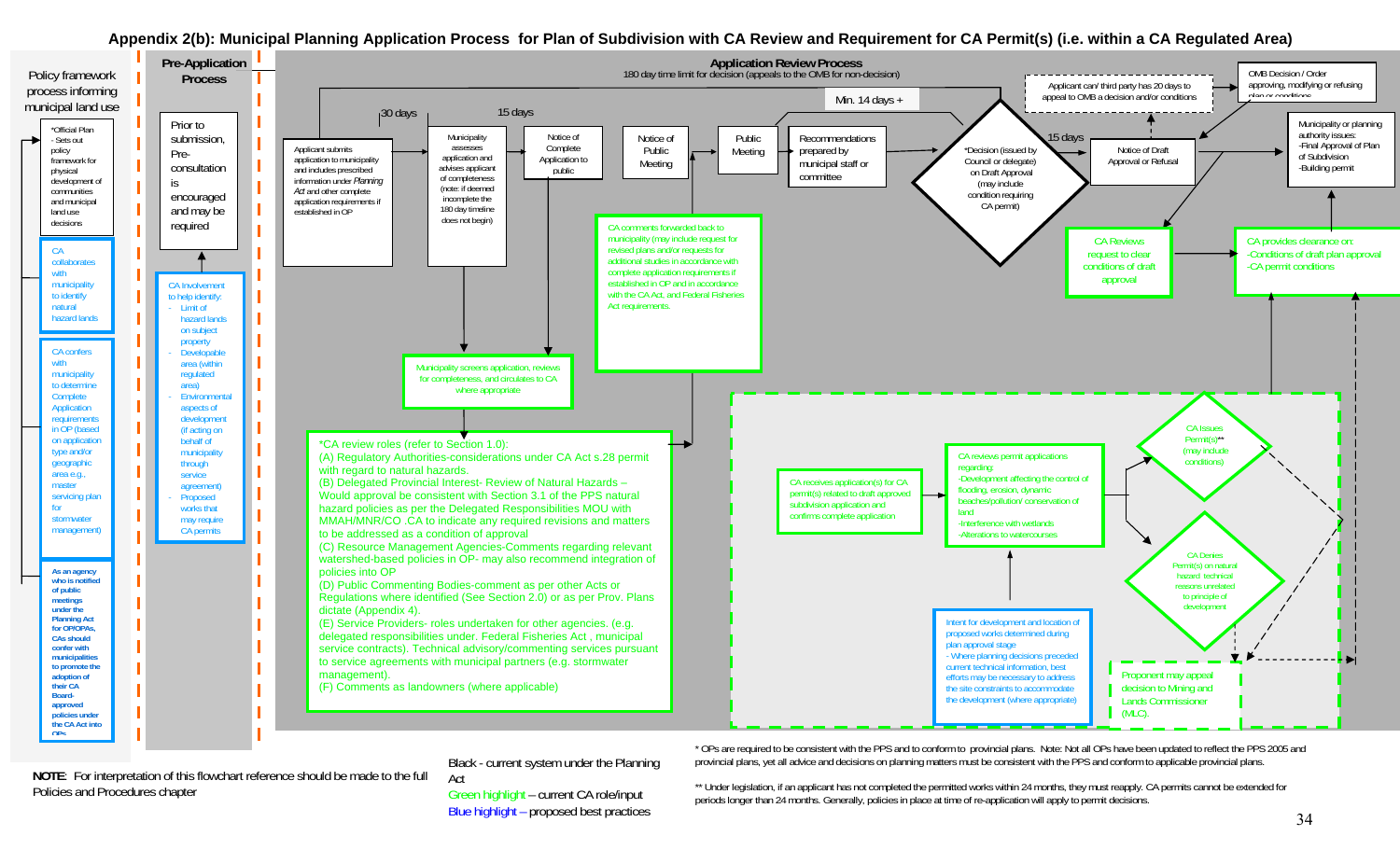# Appendix 2(b): Municipal Planning Application Process for Plan of Subdivision with CA Review and Requirement for CA Permit(s) (i.e. within a CA Regulated Area)

## Policy framework process informing municipal land use

*Official Plan
- Sets out policy framework for physical development of communities and municipal land use decisions

CA collaborates with municipality to identify natural hazard lands

CA confers with municipality to determine Complete Application requirements in OP (based on application type and/or geographic area e.g., master servicing plan for stormwater management)

As an agency who is notified of public meetings under the Planning Act for OP/OPAs, CAs should confer with municipalities to promote the adoption of their CA Board-approved policies under the CA Act into OPs

## Pre-Application Process

Prior to submission, Pre-consultation is encouraged and may be required

CA Involvement to help identify:
- Limit of hazard lands on subject property
- Developable area (within regulated area)
- Environmental aspects of development (if acting on behalf of municipality through service agreement)
- Proposed works that may require CA permits

## Application Review Process

180 day time limit for decision (appeals to the OMB for non-decision)

- Applicant submits application to municipality and includes prescribed information under *Planning Act* and other complete application requirements if established in OP
- 30 days — Municipality assesses application and advises applicant of completeness (note: if deemed incomplete the 180 day timeline does not begin)
- 15 days — Notice of Complete Application to public
- Notice of Public Meeting
- Public Meeting
- Recommendations prepared by municipal staff or committee
- Min. 14 days + — *Decision (issued by Council or delegate) on Draft Approval (may include condition requiring CA permit)
- 15 days — Notice of Draft Approval or Refusal
- Applicant can/ third party has 20 days to appeal to OMB a decision and/or conditions
- OMB Decision / Order approving, modifying or refusing plan or conditions
- Municipality or planning authority issues:
  - Final Approval of Plan of Subdivision
  - Building permit

Municipality screens application, reviews for completeness, and circulates to CA where appropriate

CA comments forwarded back to municipality (may include request for revised plans and/or requests for additional studies in accordance with complete application requirements if established in OP and in accordance with the CA Act, and Federal Fisheries Act requirements.

*CA review roles (refer to Section 1.0):
(A) Regulatory Authorities-considerations under CA Act s.28 permit with regard to natural hazards.
(B) Delegated Provincial Interest- Review of Natural Hazards – Would approval be consistent with Section 3.1 of the PPS natural hazard policies as per the Delegated Responsibilities MOU with MMAH/MNR/CO .CA to indicate any required revisions and matters to be addressed as a condition of approval
(C) Resource Management Agencies-Comments regarding relevant watershed-based policies in OP- may also recommend integration of policies into OP
(D) Public Commenting Bodies-comment as per other Acts or Regulations where identified (See Section 2.0) or as per Prov. Plans dictate (Appendix 4).
(E) Service Providers- roles undertaken for other agencies. (e.g. delegated responsibilities under. Federal Fisheries Act , municipal service contracts). Technical advisory/commenting services pursuant to service agreements with municipal partners (e.g. stormwater management).
(F) Comments as landowners (where applicable)

CA Reviews request to clear conditions of draft approval

CA provides clearance on:
- Conditions of draft plan approval
- CA permit conditions

CA receives application(s) for CA permit(s) related to draft approved subdivision application and confirms complete application

CA reviews permit applications regarding:
- Development affecting the control of flooding, erosion, dynamic beaches/pollution/ conservation of land
- Interference with wetlands
- Alterations to watercourses

Intent for development and location of proposed works determined during plan approval stage
- Where planning decisions preceded current technical information, best efforts may be necessary to address the site constraints to accommodate the development (where appropriate)

CA Issues Permit(s)** (may include conditions)

CA Denies Permit(s) on natural hazard technical reasons unrelated to principle of development

Proponent may appeal decision to Mining and Lands Commissioner (MLC).

**NOTE**: For interpretation of this flowchart reference should be made to the full Policies and Procedures chapter

Black - current system under the Planning Act
Green highlight – current CA role/input
Blue highlight – proposed best practices

* OPs are required to be consistent with the PPS and to conform to provincial plans. Note: Not all OPs have been updated to reflect the PPS 2005 and provincial plans, yet all advice and decisions on planning matters must be consistent with the PPS and conform to applicable provincial plans.

** Under legislation, if an applicant has not completed the permitted works within 24 months, they must reapply. CA permits cannot be extended for periods longer than 24 months. Generally, policies in place at time of re-application will apply to permit decisions.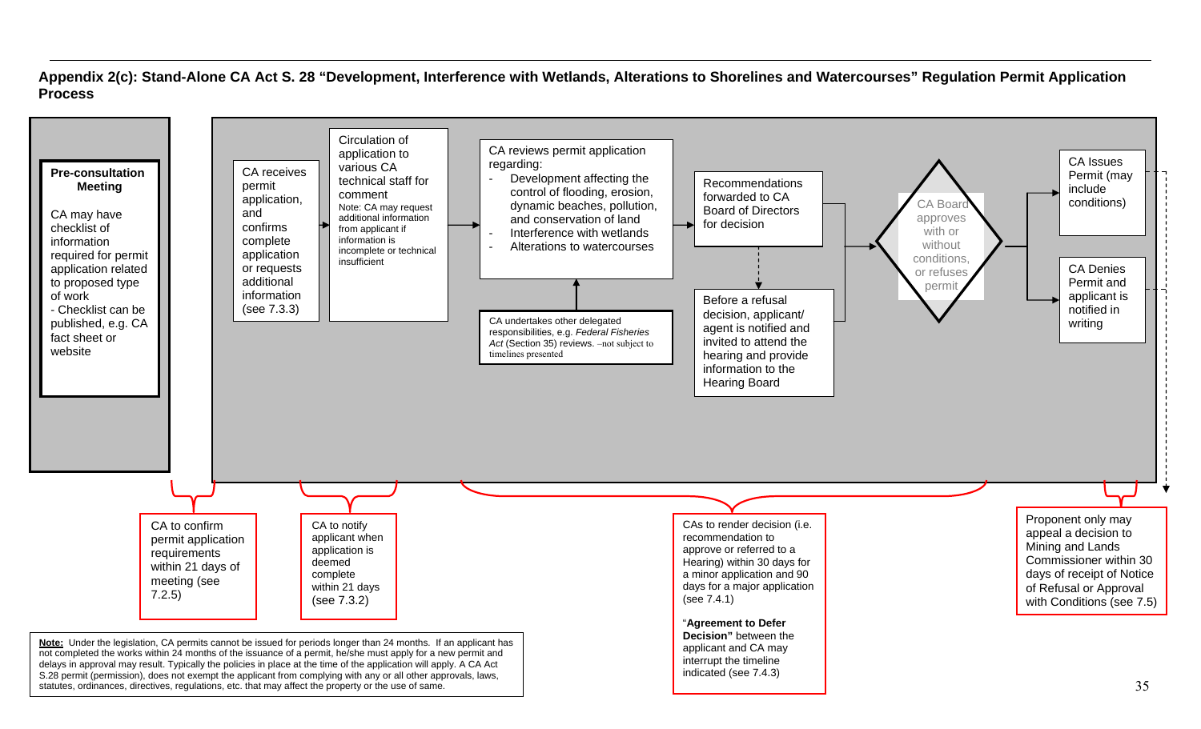## Appendix 2(c): Stand-Alone CA Act S. 28 "Development, Interference with Wetlands, Alterations to Shorelines and Watercourses" Regulation Permit Application Process

**Pre-consultation Meeting**

CA may have checklist of information required for permit application related to proposed type of work
- Checklist can be published, e.g. CA fact sheet or website

CA receives permit application, and confirms complete application or requests additional information (see 7.3.3)

Circulation of application to various CA technical staff for comment

Note: CA may request additional information from applicant if information is incomplete or technical insufficient

CA reviews permit application regarding:
- Development affecting the control of flooding, erosion, dynamic beaches, pollution, and conservation of land
- Interference with wetlands
- Alterations to watercourses

CA undertakes other delegated responsibilities, e.g. *Federal Fisheries Act* (Section 35) reviews. –not subject to timelines presented

Recommendations forwarded to CA Board of Directors for decision

Before a refusal decision, applicant/ agent is notified and invited to attend the hearing and provide information to the Hearing Board

CA Board approves with or without conditions, or refuses permit

CA Issues Permit (may include conditions)

CA Denies Permit and applicant is notified in writing

CA to confirm permit application requirements within 21 days of meeting (see 7.2.5)

CA to notify applicant when application is deemed complete within 21 days (see 7.3.2)

CAs to render decision (i.e. recommendation to approve or referred to a Hearing) within 30 days for a minor application and 90 days for a major application (see 7.4.1)

"**Agreement to Defer Decision"** between the applicant and CA may interrupt the timeline indicated (see 7.4.3)

Proponent only may appeal a decision to Mining and Lands Commissioner within 30 days of receipt of Notice of Refusal or Approval with Conditions (see 7.5)

**Note:** Under the legislation, CA permits cannot be issued for periods longer than 24 months. If an applicant has not completed the works within 24 months of the issuance of a permit, he/she must apply for a new permit and delays in approval may result. Typically the policies in place at the time of the application will apply. A CA Act S.28 permit (permission), does not exempt the applicant from complying with any or all other approvals, laws, statutes, ordinances, directives, regulations, etc. that may affect the property or the use of same.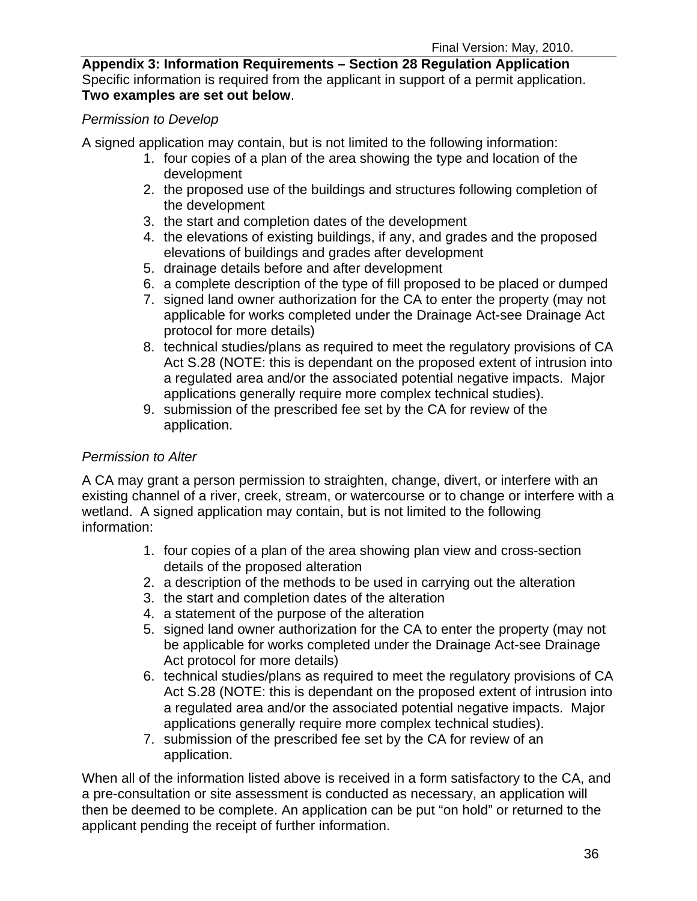## Appendix 3: Information Requirements – Section 28 Regulation Application

Specific information is required from the applicant in support of a permit application. **Two examples are set out below**.

*Permission to Develop*

A signed application may contain, but is not limited to the following information:

1. four copies of a plan of the area showing the type and location of the development
2. the proposed use of the buildings and structures following completion of the development
3. the start and completion dates of the development
4. the elevations of existing buildings, if any, and grades and the proposed elevations of buildings and grades after development
5. drainage details before and after development
6. a complete description of the type of fill proposed to be placed or dumped
7. signed land owner authorization for the CA to enter the property (may not applicable for works completed under the Drainage Act-see Drainage Act protocol for more details)
8. technical studies/plans as required to meet the regulatory provisions of CA Act S.28 (NOTE: this is dependant on the proposed extent of intrusion into a regulated area and/or the associated potential negative impacts. Major applications generally require more complex technical studies).
9. submission of the prescribed fee set by the CA for review of the application.

*Permission to Alter*

A CA may grant a person permission to straighten, change, divert, or interfere with an existing channel of a river, creek, stream, or watercourse or to change or interfere with a wetland. A signed application may contain, but is not limited to the following information:

1. four copies of a plan of the area showing plan view and cross-section details of the proposed alteration
2. a description of the methods to be used in carrying out the alteration
3. the start and completion dates of the alteration
4. a statement of the purpose of the alteration
5. signed land owner authorization for the CA to enter the property (may not be applicable for works completed under the Drainage Act-see Drainage Act protocol for more details)
6. technical studies/plans as required to meet the regulatory provisions of CA Act S.28 (NOTE: this is dependant on the proposed extent of intrusion into a regulated area and/or the associated potential negative impacts. Major applications generally require more complex technical studies).
7. submission of the prescribed fee set by the CA for review of an application.

When all of the information listed above is received in a form satisfactory to the CA, and a pre-consultation or site assessment is conducted as necessary, an application will then be deemed to be complete. An application can be put "on hold" or returned to the applicant pending the receipt of further information.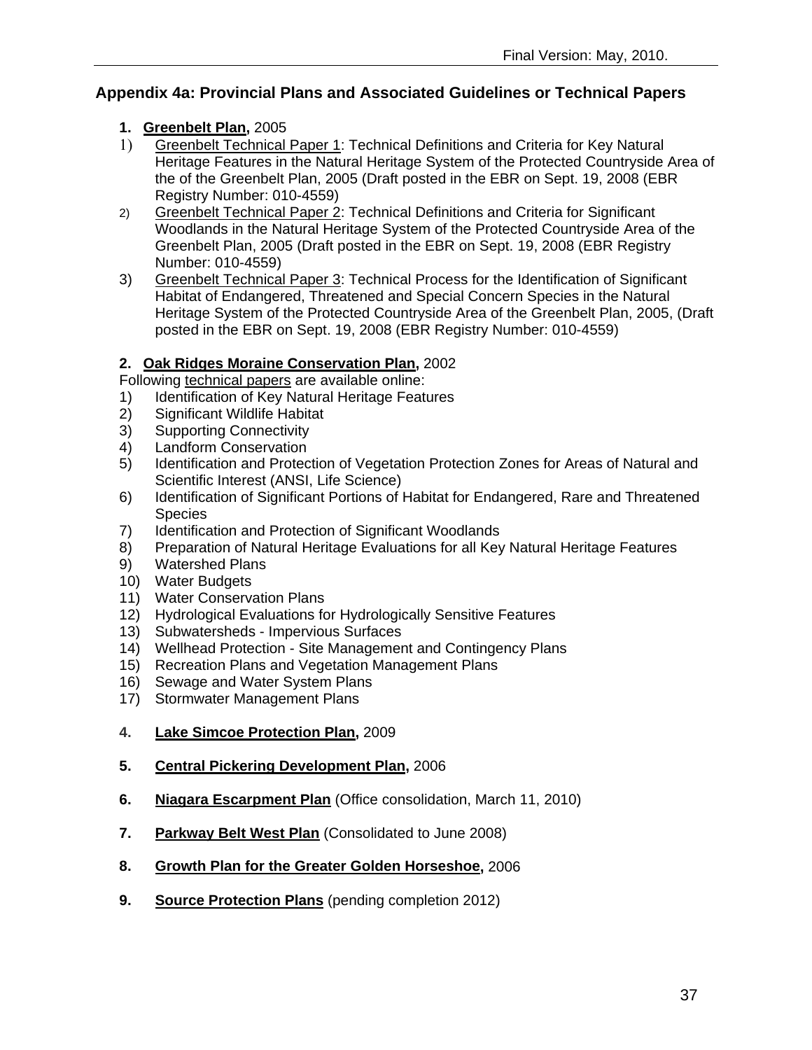## Appendix 4a: Provincial Plans and Associated Guidelines or Technical Papers

**1. Greenbelt Plan,** 2005

1) Greenbelt Technical Paper 1: Technical Definitions and Criteria for Key Natural Heritage Features in the Natural Heritage System of the Protected Countryside Area of the of the Greenbelt Plan, 2005 (Draft posted in the EBR on Sept. 19, 2008 (EBR Registry Number: 010-4559)
2) Greenbelt Technical Paper 2: Technical Definitions and Criteria for Significant Woodlands in the Natural Heritage System of the Protected Countryside Area of the Greenbelt Plan, 2005 (Draft posted in the EBR on Sept. 19, 2008 (EBR Registry Number: 010-4559)
3) Greenbelt Technical Paper 3: Technical Process for the Identification of Significant Habitat of Endangered, Threatened and Special Concern Species in the Natural Heritage System of the Protected Countryside Area of the Greenbelt Plan, 2005, (Draft posted in the EBR on Sept. 19, 2008 (EBR Registry Number: 010-4559)

**2. Oak Ridges Moraine Conservation Plan,** 2002

Following technical papers are available online:

1) Identification of Key Natural Heritage Features
2) Significant Wildlife Habitat
3) Supporting Connectivity
4) Landform Conservation
5) Identification and Protection of Vegetation Protection Zones for Areas of Natural and Scientific Interest (ANSI, Life Science)
6) Identification of Significant Portions of Habitat for Endangered, Rare and Threatened Species
7) Identification and Protection of Significant Woodlands
8) Preparation of Natural Heritage Evaluations for all Key Natural Heritage Features
9) Watershed Plans
10) Water Budgets
11) Water Conservation Plans
12) Hydrological Evaluations for Hydrologically Sensitive Features
13) Subwatersheds - Impervious Surfaces
14) Wellhead Protection - Site Management and Contingency Plans
15) Recreation Plans and Vegetation Management Plans
16) Sewage and Water System Plans
17) Stormwater Management Plans

**4. Lake Simcoe Protection Plan,** 2009

**5. Central Pickering Development Plan,** 2006

**6. Niagara Escarpment Plan** (Office consolidation, March 11, 2010)

**7. Parkway Belt West Plan** (Consolidated to June 2008)

**8. Growth Plan for the Greater Golden Horseshoe,** 2006

**9. Source Protection Plans** (pending completion 2012)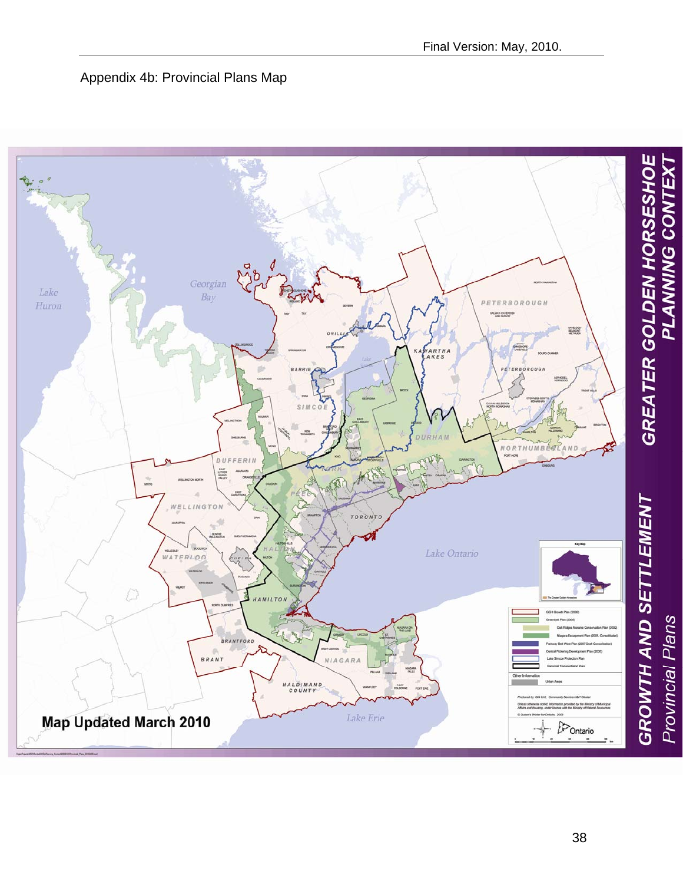Appendix 4b: Provincial Plans Map

GROWTH AND SETTLEMENT

*Provincial Plans*

GREATER GOLDEN HORSESHOE PLANNING CONTEXT

Map Updated March 2010

Lake Huron

Georgian Bay

Lake Ontario

Lake Erie

PETERBOROUGH

KAWARTHA LAKES

SIMCOE

DURHAM

NORTHUMBERLAND

DUFFERIN

WELLINGTON

WATERLOO

HALTON

PEEL

YORK

TORONTO

HAMILTON

BRANTFORD

BRANT

NIAGARA

HALDIMAND COUNTY

ORILLIA

BARRIE

Key Map

The Greater Golden Horseshoe

GGH Growth Plan (2006)

Greenbelt Plan (2005)

Oak Ridges Moraine Conservation Plan (2002)

Niagara Escarpment Plan (2005, Consolidated)

Parkway Belt West Plan (2007 Draft Consolidation)

Central Pickering Development Plan (2006)

Lake Simcoe Protection Plan

Regional Transportation Plan

Other Information

Urban Areas

Produced by: GIS Unit, Community Services I&IT Cluster

Unless otherwise noted, information provided by the Ministry of Municipal Affairs and Housing, under licence with the Ministry of Natural Resources

© Queen's Printer for Ontario, 2009

Ontario